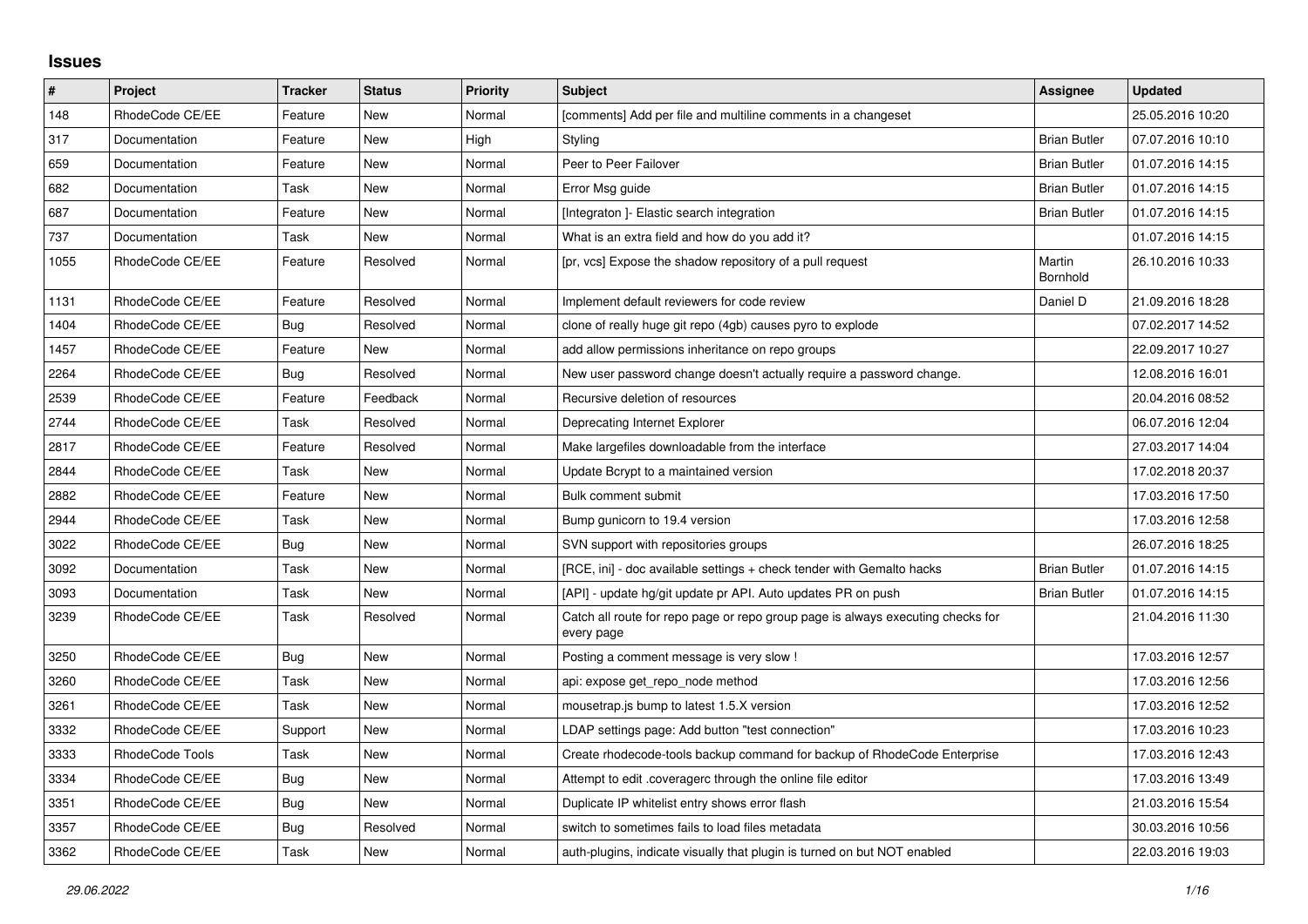## Issues

| # | Project | Tracker | Status | Priority | Subject | Assignee | Updated |
|---|---|---|---|---|---|---|---|
| 148 | RhodeCode CE/EE | Feature | New | Normal | [comments] Add per file and multiline comments in a changeset | | 25.05.2016 10:20 |
| 317 | Documentation | Feature | New | High | Styling | Brian Butler | 07.07.2016 10:10 |
| 659 | Documentation | Feature | New | Normal | Peer to Peer Failover | Brian Butler | 01.07.2016 14:15 |
| 682 | Documentation | Task | New | Normal | Error Msg guide | Brian Butler | 01.07.2016 14:15 |
| 687 | Documentation | Feature | New | Normal | [Integraton ]- Elastic search integration | Brian Butler | 01.07.2016 14:15 |
| 737 | Documentation | Task | New | Normal | What is an extra field and how do you add it? | | 01.07.2016 14:15 |
| 1055 | RhodeCode CE/EE | Feature | Resolved | Normal | [pr, vcs] Expose the shadow repository of a pull request | Martin Bornhold | 26.10.2016 10:33 |
| 1131 | RhodeCode CE/EE | Feature | Resolved | Normal | Implement default reviewers for code review | Daniel D | 21.09.2016 18:28 |
| 1404 | RhodeCode CE/EE | Bug | Resolved | Normal | clone of really huge git repo (4gb) causes pyro to explode | | 07.02.2017 14:52 |
| 1457 | RhodeCode CE/EE | Feature | New | Normal | add allow permissions inheritance on repo groups | | 22.09.2017 10:27 |
| 2264 | RhodeCode CE/EE | Bug | Resolved | Normal | New user password change doesn't actually require a password change. | | 12.08.2016 16:01 |
| 2539 | RhodeCode CE/EE | Feature | Feedback | Normal | Recursive deletion of resources | | 20.04.2016 08:52 |
| 2744 | RhodeCode CE/EE | Task | Resolved | Normal | Deprecating Internet Explorer | | 06.07.2016 12:04 |
| 2817 | RhodeCode CE/EE | Feature | Resolved | Normal | Make largefiles downloadable from the interface | | 27.03.2017 14:04 |
| 2844 | RhodeCode CE/EE | Task | New | Normal | Update Bcrypt to a maintained version | | 17.02.2018 20:37 |
| 2882 | RhodeCode CE/EE | Feature | New | Normal | Bulk comment submit | | 17.03.2016 17:50 |
| 2944 | RhodeCode CE/EE | Task | New | Normal | Bump gunicorn to 19.4 version | | 17.03.2016 12:58 |
| 3022 | RhodeCode CE/EE | Bug | New | Normal | SVN support with repositories groups | | 26.07.2016 18:25 |
| 3092 | Documentation | Task | New | Normal | [RCE, ini] - doc available settings + check tender with Gemalto hacks | Brian Butler | 01.07.2016 14:15 |
| 3093 | Documentation | Task | New | Normal | [API] - update hg/git update pr API. Auto updates PR on push | Brian Butler | 01.07.2016 14:15 |
| 3239 | RhodeCode CE/EE | Task | Resolved | Normal | Catch all route for repo page or repo group page is always executing checks for every page | | 21.04.2016 11:30 |
| 3250 | RhodeCode CE/EE | Bug | New | Normal | Posting a comment message is very slow ! | | 17.03.2016 12:57 |
| 3260 | RhodeCode CE/EE | Task | New | Normal | api: expose get_repo_node method | | 17.03.2016 12:56 |
| 3261 | RhodeCode CE/EE | Task | New | Normal | mousetrap.js bump to latest 1.5.X version | | 17.03.2016 12:52 |
| 3332 | RhodeCode CE/EE | Support | New | Normal | LDAP settings page: Add button "test connection" | | 17.03.2016 10:23 |
| 3333 | RhodeCode Tools | Task | New | Normal | Create rhodecode-tools backup command for backup of RhodeCode Enterprise | | 17.03.2016 12:43 |
| 3334 | RhodeCode CE/EE | Bug | New | Normal | Attempt to edit .coveragerc through the online file editor | | 17.03.2016 13:49 |
| 3351 | RhodeCode CE/EE | Bug | New | Normal | Duplicate IP whitelist entry shows error flash | | 21.03.2016 15:54 |
| 3357 | RhodeCode CE/EE | Bug | Resolved | Normal | switch to sometimes fails to load files metadata | | 30.03.2016 10:56 |
| 3362 | RhodeCode CE/EE | Task | New | Normal | auth-plugins, indicate visually that plugin is turned on but NOT enabled | | 22.03.2016 19:03 |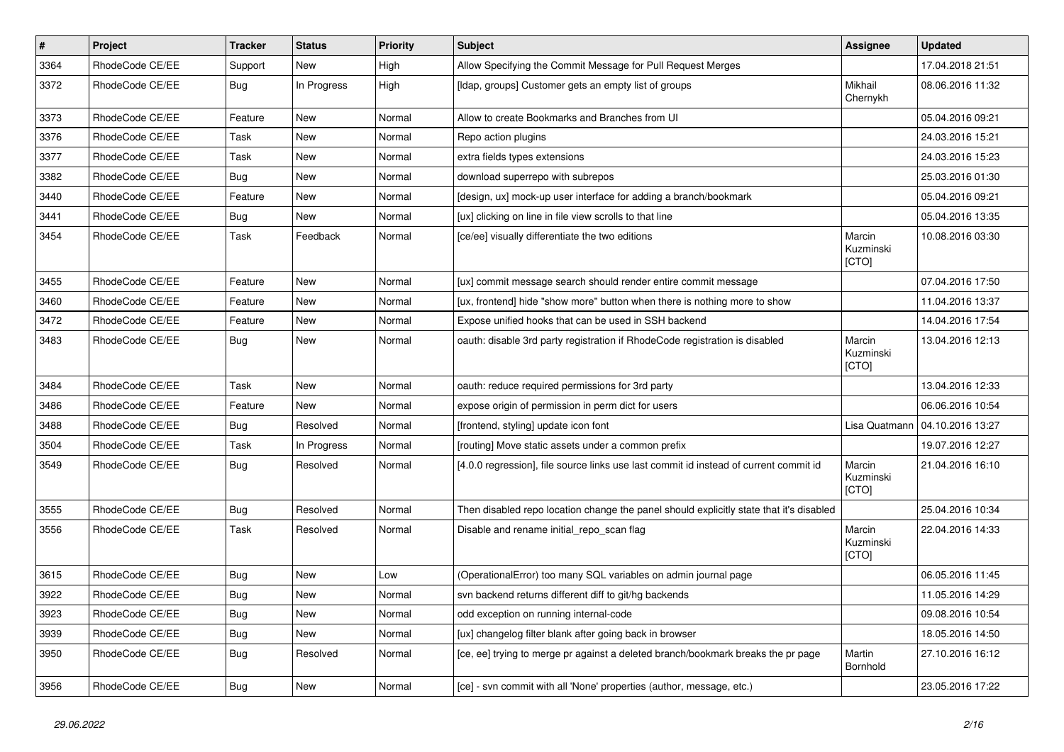| # | Project | Tracker | Status | Priority | Subject | Assignee | Updated |
|---|---|---|---|---|---|---|---|
| 3364 | RhodeCode CE/EE | Support | New | High | Allow Specifying the Commit Message for Pull Request Merges | | 17.04.2018 21:51 |
| 3372 | RhodeCode CE/EE | Bug | In Progress | High | [ldap, groups] Customer gets an empty list of groups | Mikhail Chernykh | 08.06.2016 11:32 |
| 3373 | RhodeCode CE/EE | Feature | New | Normal | Allow to create Bookmarks and Branches from UI | | 05.04.2016 09:21 |
| 3376 | RhodeCode CE/EE | Task | New | Normal | Repo action plugins | | 24.03.2016 15:21 |
| 3377 | RhodeCode CE/EE | Task | New | Normal | extra fields types extensions | | 24.03.2016 15:23 |
| 3382 | RhodeCode CE/EE | Bug | New | Normal | download superrepo with subrepos | | 25.03.2016 01:30 |
| 3440 | RhodeCode CE/EE | Feature | New | Normal | [design, ux] mock-up user interface for adding a branch/bookmark | | 05.04.2016 09:21 |
| 3441 | RhodeCode CE/EE | Bug | New | Normal | [ux] clicking on line in file view scrolls to that line | | 05.04.2016 13:35 |
| 3454 | RhodeCode CE/EE | Task | Feedback | Normal | [ce/ee] visually differentiate the two editions | Marcin Kuzminski [CTO] | 10.08.2016 03:30 |
| 3455 | RhodeCode CE/EE | Feature | New | Normal | [ux] commit message search should render entire commit message | | 07.04.2016 17:50 |
| 3460 | RhodeCode CE/EE | Feature | New | Normal | [ux, frontend] hide "show more" button when there is nothing more to show | | 11.04.2016 13:37 |
| 3472 | RhodeCode CE/EE | Feature | New | Normal | Expose unified hooks that can be used in SSH backend | | 14.04.2016 17:54 |
| 3483 | RhodeCode CE/EE | Bug | New | Normal | oauth: disable 3rd party registration if RhodeCode registration is disabled | Marcin Kuzminski [CTO] | 13.04.2016 12:13 |
| 3484 | RhodeCode CE/EE | Task | New | Normal | oauth: reduce required permissions for 3rd party | | 13.04.2016 12:33 |
| 3486 | RhodeCode CE/EE | Feature | New | Normal | expose origin of permission in perm dict for users | | 06.06.2016 10:54 |
| 3488 | RhodeCode CE/EE | Bug | Resolved | Normal | [frontend, styling] update icon font | Lisa Quatmann | 04.10.2016 13:27 |
| 3504 | RhodeCode CE/EE | Task | In Progress | Normal | [routing] Move static assets under a common prefix | | 19.07.2016 12:27 |
| 3549 | RhodeCode CE/EE | Bug | Resolved | Normal | [4.0.0 regression], file source links use last commit id instead of current commit id | Marcin Kuzminski [CTO] | 21.04.2016 16:10 |
| 3555 | RhodeCode CE/EE | Bug | Resolved | Normal | Then disabled repo location change the panel should explicitly state that it's disabled | | 25.04.2016 10:34 |
| 3556 | RhodeCode CE/EE | Task | Resolved | Normal | Disable and rename initial_repo_scan flag | Marcin Kuzminski [CTO] | 22.04.2016 14:33 |
| 3615 | RhodeCode CE/EE | Bug | New | Low | (OperationalError) too many SQL variables on admin journal page | | 06.05.2016 11:45 |
| 3922 | RhodeCode CE/EE | Bug | New | Normal | svn backend returns different diff to git/hg backends | | 11.05.2016 14:29 |
| 3923 | RhodeCode CE/EE | Bug | New | Normal | odd exception on running internal-code | | 09.08.2016 10:54 |
| 3939 | RhodeCode CE/EE | Bug | New | Normal | [ux] changelog filter blank after going back in browser | | 18.05.2016 14:50 |
| 3950 | RhodeCode CE/EE | Bug | Resolved | Normal | [ce, ee] trying to merge pr against a deleted branch/bookmark breaks the pr page | Martin Bornhold | 27.10.2016 16:12 |
| 3956 | RhodeCode CE/EE | Bug | New | Normal | [ce] - svn commit with all 'None' properties (author, message, etc.) | | 23.05.2016 17:22 |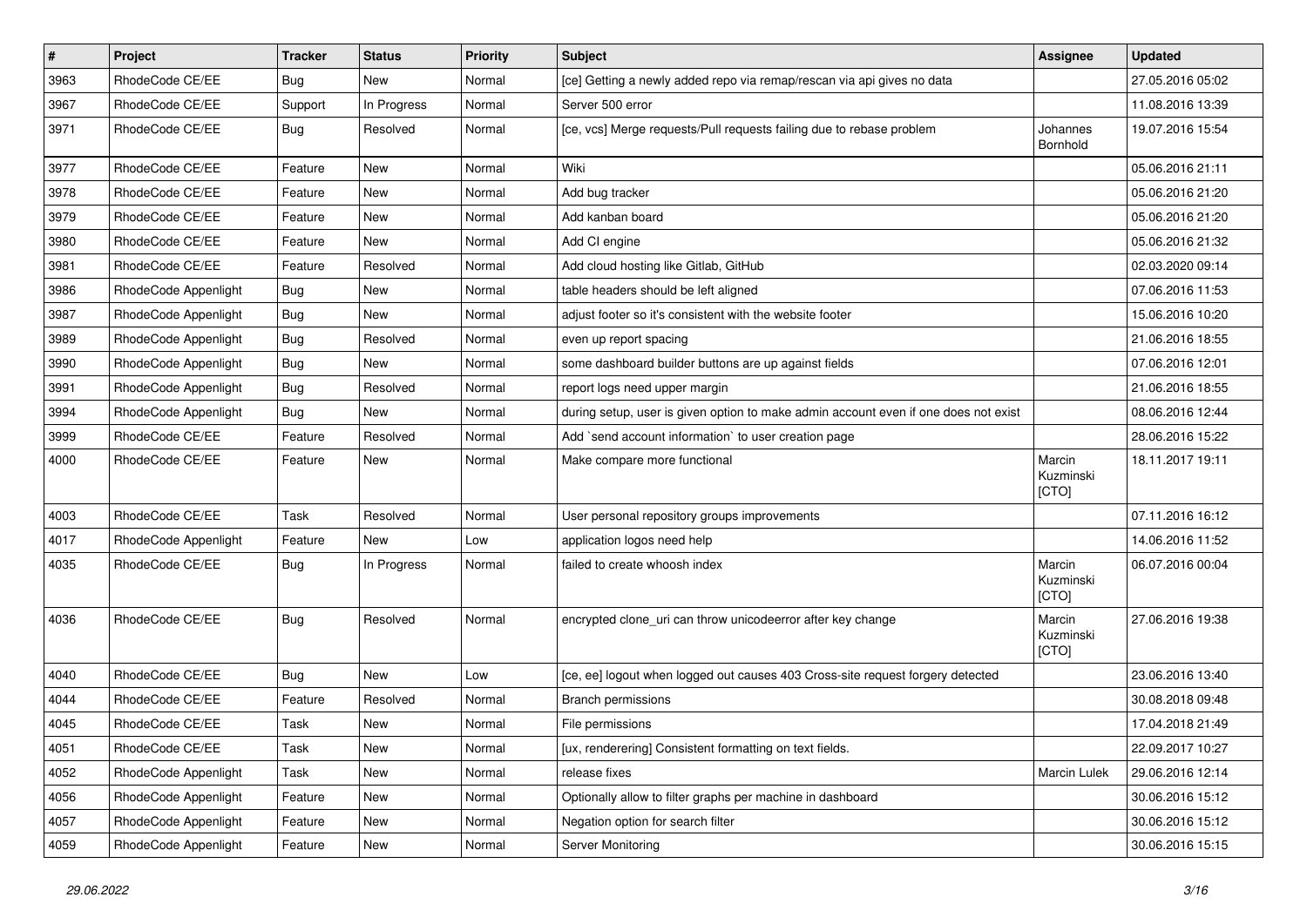| # | Project | Tracker | Status | Priority | Subject | Assignee | Updated |
|---|---|---|---|---|---|---|---|
| 3963 | RhodeCode CE/EE | Bug | New | Normal | [ce] Getting a newly added repo via remap/rescan via api gives no data | | 27.05.2016 05:02 |
| 3967 | RhodeCode CE/EE | Support | In Progress | Normal | Server 500 error | | 11.08.2016 13:39 |
| 3971 | RhodeCode CE/EE | Bug | Resolved | Normal | [ce, vcs] Merge requests/Pull requests failing due to rebase problem | Johannes Bornhold | 19.07.2016 15:54 |
| 3977 | RhodeCode CE/EE | Feature | New | Normal | Wiki | | 05.06.2016 21:11 |
| 3978 | RhodeCode CE/EE | Feature | New | Normal | Add bug tracker | | 05.06.2016 21:20 |
| 3979 | RhodeCode CE/EE | Feature | New | Normal | Add kanban board | | 05.06.2016 21:20 |
| 3980 | RhodeCode CE/EE | Feature | New | Normal | Add CI engine | | 05.06.2016 21:32 |
| 3981 | RhodeCode CE/EE | Feature | Resolved | Normal | Add cloud hosting like Gitlab, GitHub | | 02.03.2020 09:14 |
| 3986 | RhodeCode Appenlight | Bug | New | Normal | table headers should be left aligned | | 07.06.2016 11:53 |
| 3987 | RhodeCode Appenlight | Bug | New | Normal | adjust footer so it's consistent with the website footer | | 15.06.2016 10:20 |
| 3989 | RhodeCode Appenlight | Bug | Resolved | Normal | even up report spacing | | 21.06.2016 18:55 |
| 3990 | RhodeCode Appenlight | Bug | New | Normal | some dashboard builder buttons are up against fields | | 07.06.2016 12:01 |
| 3991 | RhodeCode Appenlight | Bug | Resolved | Normal | report logs need upper margin | | 21.06.2016 18:55 |
| 3994 | RhodeCode Appenlight | Bug | New | Normal | during setup, user is given option to make admin account even if one does not exist | | 08.06.2016 12:44 |
| 3999 | RhodeCode CE/EE | Feature | Resolved | Normal | Add `send account information` to user creation page | | 28.06.2016 15:22 |
| 4000 | RhodeCode CE/EE | Feature | New | Normal | Make compare more functional | Marcin Kuzminski [CTO] | 18.11.2017 19:11 |
| 4003 | RhodeCode CE/EE | Task | Resolved | Normal | User personal repository groups improvements | | 07.11.2016 16:12 |
| 4017 | RhodeCode Appenlight | Feature | New | Low | application logos need help | | 14.06.2016 11:52 |
| 4035 | RhodeCode CE/EE | Bug | In Progress | Normal | failed to create whoosh index | Marcin Kuzminski [CTO] | 06.07.2016 00:04 |
| 4036 | RhodeCode CE/EE | Bug | Resolved | Normal | encrypted clone_uri can throw unicodeerror after key change | Marcin Kuzminski [CTO] | 27.06.2016 19:38 |
| 4040 | RhodeCode CE/EE | Bug | New | Low | [ce, ee] logout when logged out causes 403 Cross-site request forgery detected | | 23.06.2016 13:40 |
| 4044 | RhodeCode CE/EE | Feature | Resolved | Normal | Branch permissions | | 30.08.2018 09:48 |
| 4045 | RhodeCode CE/EE | Task | New | Normal | File permissions | | 17.04.2018 21:49 |
| 4051 | RhodeCode CE/EE | Task | New | Normal | [ux, renderering] Consistent formatting on text fields. | | 22.09.2017 10:27 |
| 4052 | RhodeCode Appenlight | Task | New | Normal | release fixes | Marcin Lulek | 29.06.2016 12:14 |
| 4056 | RhodeCode Appenlight | Feature | New | Normal | Optionally allow to filter graphs per machine in dashboard | | 30.06.2016 15:12 |
| 4057 | RhodeCode Appenlight | Feature | New | Normal | Negation option for search filter | | 30.06.2016 15:12 |
| 4059 | RhodeCode Appenlight | Feature | New | Normal | Server Monitoring | | 30.06.2016 15:15 |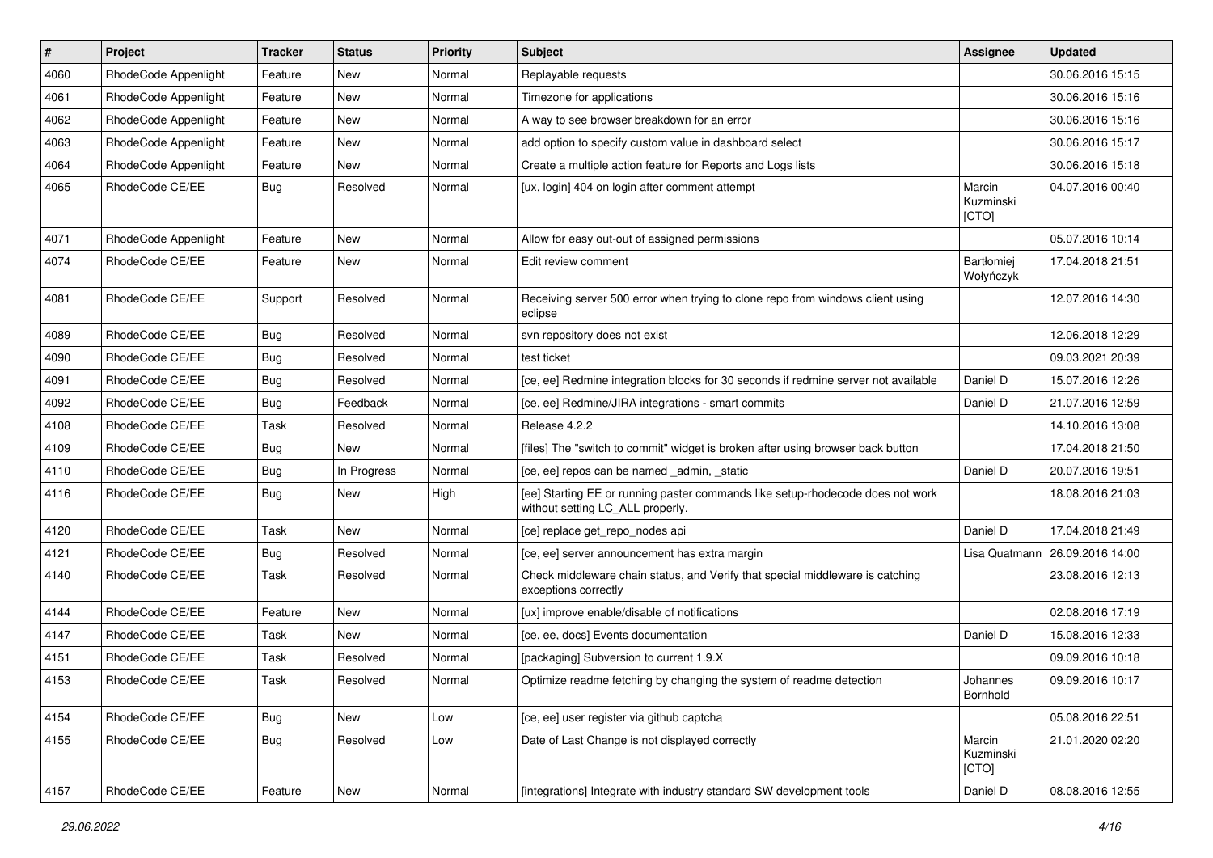| # | Project | Tracker | Status | Priority | Subject | Assignee | Updated |
| --- | --- | --- | --- | --- | --- | --- | --- |
| 4060 | RhodeCode Appenlight | Feature | New | Normal | Replayable requests | | 30.06.2016 15:15 |
| 4061 | RhodeCode Appenlight | Feature | New | Normal | Timezone for applications | | 30.06.2016 15:16 |
| 4062 | RhodeCode Appenlight | Feature | New | Normal | A way to see browser breakdown for an error | | 30.06.2016 15:16 |
| 4063 | RhodeCode Appenlight | Feature | New | Normal | add option to specify custom value in dashboard select | | 30.06.2016 15:17 |
| 4064 | RhodeCode Appenlight | Feature | New | Normal | Create a multiple action feature for Reports and Logs lists | | 30.06.2016 15:18 |
| 4065 | RhodeCode CE/EE | Bug | Resolved | Normal | [ux, login] 404 on login after comment attempt | Marcin Kuzminski [CTO] | 04.07.2016 00:40 |
| 4071 | RhodeCode Appenlight | Feature | New | Normal | Allow for easy out-out of assigned permissions | | 05.07.2016 10:14 |
| 4074 | RhodeCode CE/EE | Feature | New | Normal | Edit review comment | Bartłomiej Wołyńczyk | 17.04.2018 21:51 |
| 4081 | RhodeCode CE/EE | Support | Resolved | Normal | Receiving server 500 error when trying to clone repo from windows client using eclipse | | 12.07.2016 14:30 |
| 4089 | RhodeCode CE/EE | Bug | Resolved | Normal | svn repository does not exist | | 12.06.2018 12:29 |
| 4090 | RhodeCode CE/EE | Bug | Resolved | Normal | test ticket | | 09.03.2021 20:39 |
| 4091 | RhodeCode CE/EE | Bug | Resolved | Normal | [ce, ee] Redmine integration blocks for 30 seconds if redmine server not available | Daniel D | 15.07.2016 12:26 |
| 4092 | RhodeCode CE/EE | Bug | Feedback | Normal | [ce, ee] Redmine/JIRA integrations - smart commits | Daniel D | 21.07.2016 12:59 |
| 4108 | RhodeCode CE/EE | Task | Resolved | Normal | Release 4.2.2 | | 14.10.2016 13:08 |
| 4109 | RhodeCode CE/EE | Bug | New | Normal | [files] The "switch to commit" widget is broken after using browser back button | | 17.04.2018 21:50 |
| 4110 | RhodeCode CE/EE | Bug | In Progress | Normal | [ce, ee] repos can be named _admin, _static | Daniel D | 20.07.2016 19:51 |
| 4116 | RhodeCode CE/EE | Bug | New | High | [ee] Starting EE or running paster commands like setup-rhodecode does not work without setting LC_ALL properly. | | 18.08.2016 21:03 |
| 4120 | RhodeCode CE/EE | Task | New | Normal | [ce] replace get_repo_nodes api | Daniel D | 17.04.2018 21:49 |
| 4121 | RhodeCode CE/EE | Bug | Resolved | Normal | [ce, ee] server announcement has extra margin | Lisa Quatmann | 26.09.2016 14:00 |
| 4140 | RhodeCode CE/EE | Task | Resolved | Normal | Check middleware chain status, and Verify that special middleware is catching exceptions correctly | | 23.08.2016 12:13 |
| 4144 | RhodeCode CE/EE | Feature | New | Normal | [ux] improve enable/disable of notifications | | 02.08.2016 17:19 |
| 4147 | RhodeCode CE/EE | Task | New | Normal | [ce, ee, docs] Events documentation | Daniel D | 15.08.2016 12:33 |
| 4151 | RhodeCode CE/EE | Task | Resolved | Normal | [packaging] Subversion to current 1.9.X | | 09.09.2016 10:18 |
| 4153 | RhodeCode CE/EE | Task | Resolved | Normal | Optimize readme fetching by changing the system of readme detection | Johannes Bornhold | 09.09.2016 10:17 |
| 4154 | RhodeCode CE/EE | Bug | New | Low | [ce, ee] user register via github captcha | | 05.08.2016 22:51 |
| 4155 | RhodeCode CE/EE | Bug | Resolved | Low | Date of Last Change is not displayed correctly | Marcin Kuzminski [CTO] | 21.01.2020 02:20 |
| 4157 | RhodeCode CE/EE | Feature | New | Normal | [integrations] Integrate with industry standard SW development tools | Daniel D | 08.08.2016 12:55 |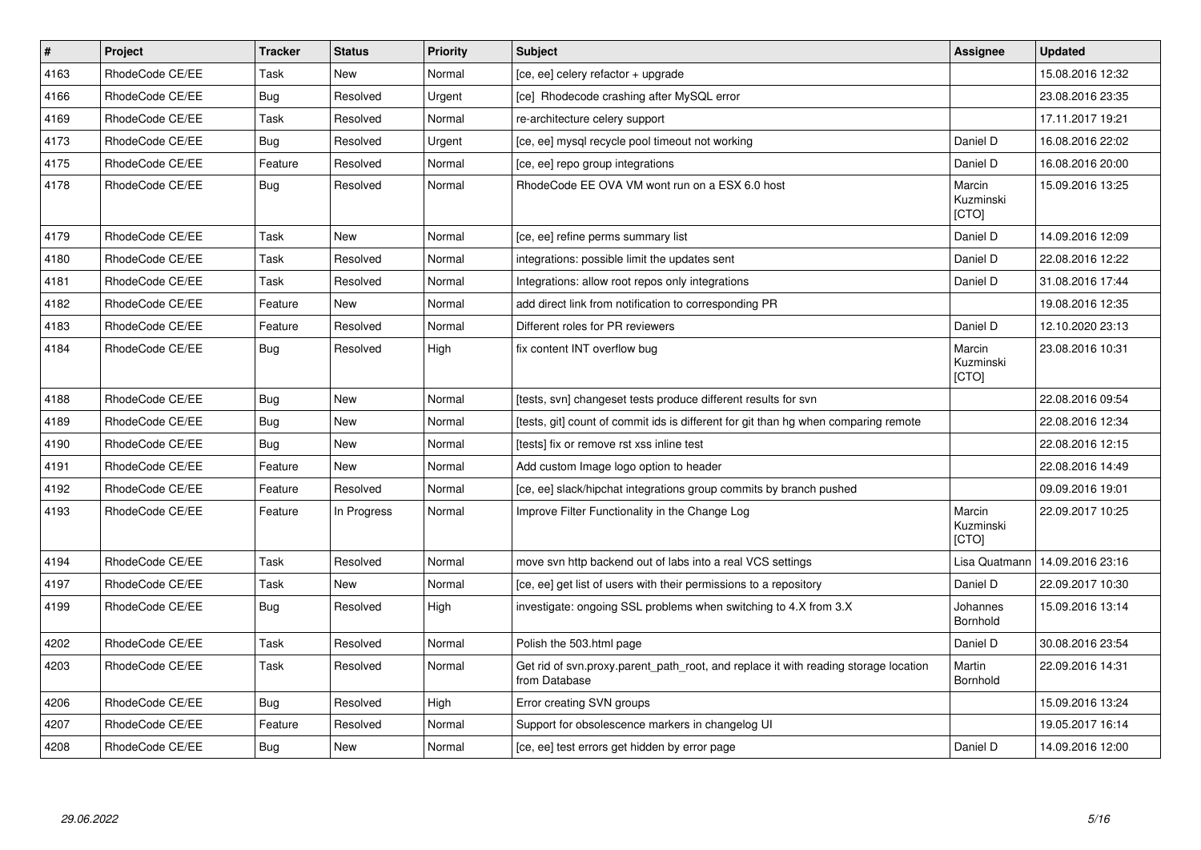| # | Project | Tracker | Status | Priority | Subject | Assignee | Updated |
|---|---|---|---|---|---|---|---|
| 4163 | RhodeCode CE/EE | Task | New | Normal | [ce, ee] celery refactor + upgrade | | 15.08.2016 12:32 |
| 4166 | RhodeCode CE/EE | Bug | Resolved | Urgent | [ce] Rhodecode crashing after MySQL error | | 23.08.2016 23:35 |
| 4169 | RhodeCode CE/EE | Task | Resolved | Normal | re-architecture celery support | | 17.11.2017 19:21 |
| 4173 | RhodeCode CE/EE | Bug | Resolved | Urgent | [ce, ee] mysql recycle pool timeout not working | Daniel D | 16.08.2016 22:02 |
| 4175 | RhodeCode CE/EE | Feature | Resolved | Normal | [ce, ee] repo group integrations | Daniel D | 16.08.2016 20:00 |
| 4178 | RhodeCode CE/EE | Bug | Resolved | Normal | RhodeCode EE OVA VM wont run on a ESX 6.0 host | Marcin Kuzminski [CTO] | 15.09.2016 13:25 |
| 4179 | RhodeCode CE/EE | Task | New | Normal | [ce, ee] refine perms summary list | Daniel D | 14.09.2016 12:09 |
| 4180 | RhodeCode CE/EE | Task | Resolved | Normal | integrations: possible limit the updates sent | Daniel D | 22.08.2016 12:22 |
| 4181 | RhodeCode CE/EE | Task | Resolved | Normal | Integrations: allow root repos only integrations | Daniel D | 31.08.2016 17:44 |
| 4182 | RhodeCode CE/EE | Feature | New | Normal | add direct link from notification to corresponding PR | | 19.08.2016 12:35 |
| 4183 | RhodeCode CE/EE | Feature | Resolved | Normal | Different roles for PR reviewers | Daniel D | 12.10.2020 23:13 |
| 4184 | RhodeCode CE/EE | Bug | Resolved | High | fix content INT overflow bug | Marcin Kuzminski [CTO] | 23.08.2016 10:31 |
| 4188 | RhodeCode CE/EE | Bug | New | Normal | [tests, svn] changeset tests produce different results for svn | | 22.08.2016 09:54 |
| 4189 | RhodeCode CE/EE | Bug | New | Normal | [tests, git] count of commit ids is different for git than hg when comparing remote | | 22.08.2016 12:34 |
| 4190 | RhodeCode CE/EE | Bug | New | Normal | [tests] fix or remove rst xss inline test | | 22.08.2016 12:15 |
| 4191 | RhodeCode CE/EE | Feature | New | Normal | Add custom Image logo option to header | | 22.08.2016 14:49 |
| 4192 | RhodeCode CE/EE | Feature | Resolved | Normal | [ce, ee] slack/hipchat integrations group commits by branch pushed | | 09.09.2016 19:01 |
| 4193 | RhodeCode CE/EE | Feature | In Progress | Normal | Improve Filter Functionality in the Change Log | Marcin Kuzminski [CTO] | 22.09.2017 10:25 |
| 4194 | RhodeCode CE/EE | Task | Resolved | Normal | move svn http backend out of labs into a real VCS settings | Lisa Quatmann | 14.09.2016 23:16 |
| 4197 | RhodeCode CE/EE | Task | New | Normal | [ce, ee] get list of users with their permissions to a repository | Daniel D | 22.09.2017 10:30 |
| 4199 | RhodeCode CE/EE | Bug | Resolved | High | investigate: ongoing SSL problems when switching to 4.X from 3.X | Johannes Bornhold | 15.09.2016 13:14 |
| 4202 | RhodeCode CE/EE | Task | Resolved | Normal | Polish the 503.html page | Daniel D | 30.08.2016 23:54 |
| 4203 | RhodeCode CE/EE | Task | Resolved | Normal | Get rid of svn.proxy.parent_path_root, and replace it with reading storage location from Database | Martin Bornhold | 22.09.2016 14:31 |
| 4206 | RhodeCode CE/EE | Bug | Resolved | High | Error creating SVN groups | | 15.09.2016 13:24 |
| 4207 | RhodeCode CE/EE | Feature | Resolved | Normal | Support for obsolescence markers in changelog UI | | 19.05.2017 16:14 |
| 4208 | RhodeCode CE/EE | Bug | New | Normal | [ce, ee] test errors get hidden by error page | Daniel D | 14.09.2016 12:00 |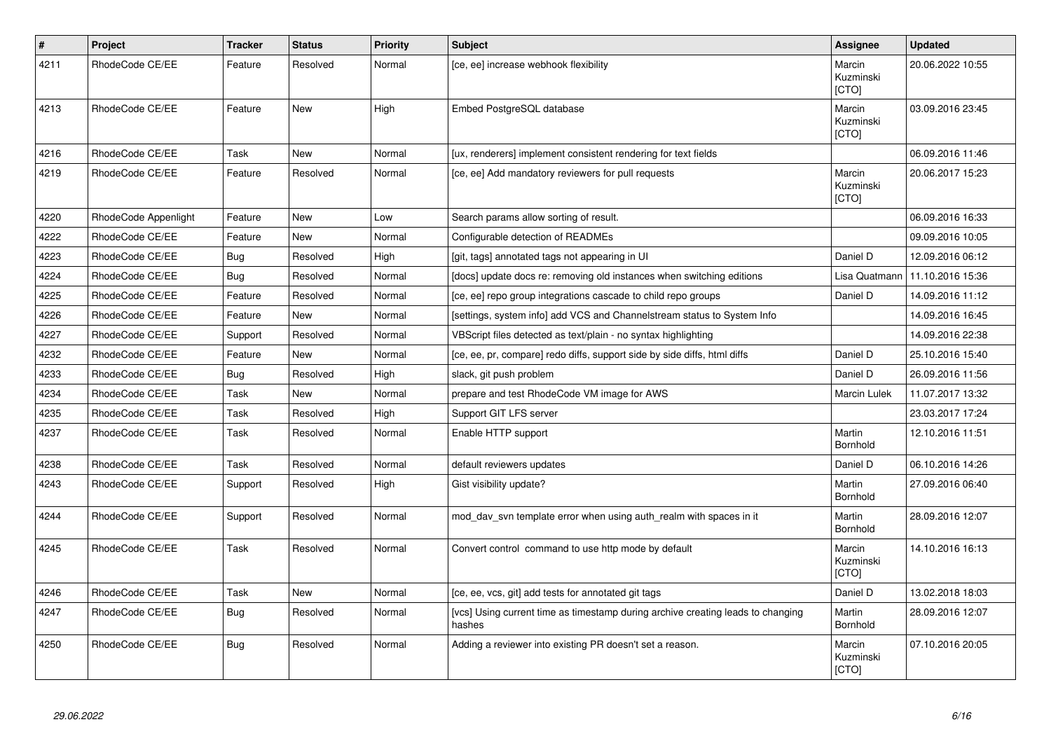| # | Project | Tracker | Status | Priority | Subject | Assignee | Updated |
|---|---|---|---|---|---|---|---|
| 4211 | RhodeCode CE/EE | Feature | Resolved | Normal | [ce, ee] increase webhook flexibility | Marcin Kuzminski [CTO] | 20.06.2022 10:55 |
| 4213 | RhodeCode CE/EE | Feature | New | High | Embed PostgreSQL database | Marcin Kuzminski [CTO] | 03.09.2016 23:45 |
| 4216 | RhodeCode CE/EE | Task | New | Normal | [ux, renderers] implement consistent rendering for text fields | | 06.09.2016 11:46 |
| 4219 | RhodeCode CE/EE | Feature | Resolved | Normal | [ce, ee] Add mandatory reviewers for pull requests | Marcin Kuzminski [CTO] | 20.06.2017 15:23 |
| 4220 | RhodeCode Appenlight | Feature | New | Low | Search params allow sorting of result. | | 06.09.2016 16:33 |
| 4222 | RhodeCode CE/EE | Feature | New | Normal | Configurable detection of READMEs | | 09.09.2016 10:05 |
| 4223 | RhodeCode CE/EE | Bug | Resolved | High | [git, tags] annotated tags not appearing in UI | Daniel D | 12.09.2016 06:12 |
| 4224 | RhodeCode CE/EE | Bug | Resolved | Normal | [docs] update docs re: removing old instances when switching editions | Lisa Quatmann | 11.10.2016 15:36 |
| 4225 | RhodeCode CE/EE | Feature | Resolved | Normal | [ce, ee] repo group integrations cascade to child repo groups | Daniel D | 14.09.2016 11:12 |
| 4226 | RhodeCode CE/EE | Feature | New | Normal | [settings, system info] add VCS and Channelstream status to System Info | | 14.09.2016 16:45 |
| 4227 | RhodeCode CE/EE | Support | Resolved | Normal | VBScript files detected as text/plain - no syntax highlighting | | 14.09.2016 22:38 |
| 4232 | RhodeCode CE/EE | Feature | New | Normal | [ce, ee, pr, compare] redo diffs, support side by side diffs, html diffs | Daniel D | 25.10.2016 15:40 |
| 4233 | RhodeCode CE/EE | Bug | Resolved | High | slack, git push problem | Daniel D | 26.09.2016 11:56 |
| 4234 | RhodeCode CE/EE | Task | New | Normal | prepare and test RhodeCode VM image for AWS | Marcin Lulek | 11.07.2017 13:32 |
| 4235 | RhodeCode CE/EE | Task | Resolved | High | Support GIT LFS server | | 23.03.2017 17:24 |
| 4237 | RhodeCode CE/EE | Task | Resolved | Normal | Enable HTTP support | Martin Bornhold | 12.10.2016 11:51 |
| 4238 | RhodeCode CE/EE | Task | Resolved | Normal | default reviewers updates | Daniel D | 06.10.2016 14:26 |
| 4243 | RhodeCode CE/EE | Support | Resolved | High | Gist visibility update? | Martin Bornhold | 27.09.2016 06:40 |
| 4244 | RhodeCode CE/EE | Support | Resolved | Normal | mod_dav_svn template error when using auth_realm with spaces in it | Martin Bornhold | 28.09.2016 12:07 |
| 4245 | RhodeCode CE/EE | Task | Resolved | Normal | Convert control  command to use http mode by default | Marcin Kuzminski [CTO] | 14.10.2016 16:13 |
| 4246 | RhodeCode CE/EE | Task | New | Normal | [ce, ee, vcs, git] add tests for annotated git tags | Daniel D | 13.02.2018 18:03 |
| 4247 | RhodeCode CE/EE | Bug | Resolved | Normal | [vcs] Using current time as timestamp during archive creating leads to changing hashes | Martin Bornhold | 28.09.2016 12:07 |
| 4250 | RhodeCode CE/EE | Bug | Resolved | Normal | Adding a reviewer into existing PR doesn't set a reason. | Marcin Kuzminski [CTO] | 07.10.2016 20:05 |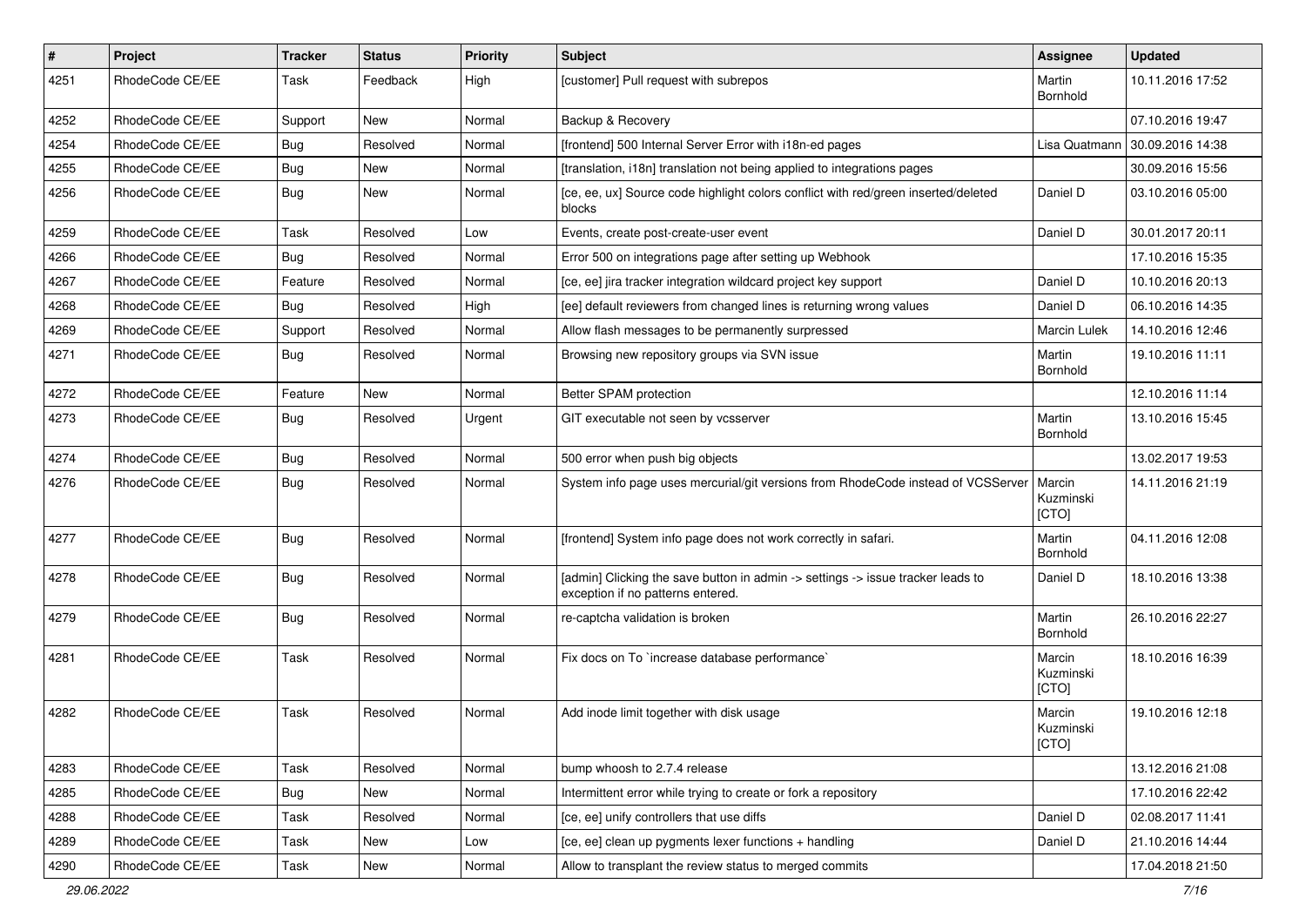| # | Project | Tracker | Status | Priority | Subject | Assignee | Updated |
|---|---|---|---|---|---|---|---|
| 4251 | RhodeCode CE/EE | Task | Feedback | High | [customer] Pull request with subrepos | Martin Bornhold | 10.11.2016 17:52 |
| 4252 | RhodeCode CE/EE | Support | New | Normal | Backup & Recovery | | 07.10.2016 19:47 |
| 4254 | RhodeCode CE/EE | Bug | Resolved | Normal | [frontend] 500 Internal Server Error with i18n-ed pages | Lisa Quatmann | 30.09.2016 14:38 |
| 4255 | RhodeCode CE/EE | Bug | New | Normal | [translation, i18n] translation not being applied to integrations pages | | 30.09.2016 15:56 |
| 4256 | RhodeCode CE/EE | Bug | New | Normal | [ce, ee, ux] Source code highlight colors conflict with red/green inserted/deleted blocks | Daniel D | 03.10.2016 05:00 |
| 4259 | RhodeCode CE/EE | Task | Resolved | Low | Events, create post-create-user event | Daniel D | 30.01.2017 20:11 |
| 4266 | RhodeCode CE/EE | Bug | Resolved | Normal | Error 500 on integrations page after setting up Webhook | | 17.10.2016 15:35 |
| 4267 | RhodeCode CE/EE | Feature | Resolved | Normal | [ce, ee] jira tracker integration wildcard project key support | Daniel D | 10.10.2016 20:13 |
| 4268 | RhodeCode CE/EE | Bug | Resolved | High | [ee] default reviewers from changed lines is returning wrong values | Daniel D | 06.10.2016 14:35 |
| 4269 | RhodeCode CE/EE | Support | Resolved | Normal | Allow flash messages to be permanently surpressed | Marcin Lulek | 14.10.2016 12:46 |
| 4271 | RhodeCode CE/EE | Bug | Resolved | Normal | Browsing new repository groups via SVN issue | Martin Bornhold | 19.10.2016 11:11 |
| 4272 | RhodeCode CE/EE | Feature | New | Normal | Better SPAM protection | | 12.10.2016 11:14 |
| 4273 | RhodeCode CE/EE | Bug | Resolved | Urgent | GIT executable not seen by vcsserver | Martin Bornhold | 13.10.2016 15:45 |
| 4274 | RhodeCode CE/EE | Bug | Resolved | Normal | 500 error when push big objects | | 13.02.2017 19:53 |
| 4276 | RhodeCode CE/EE | Bug | Resolved | Normal | System info page uses mercurial/git versions from RhodeCode instead of VCSServer | Marcin Kuzminski [CTO] | 14.11.2016 21:19 |
| 4277 | RhodeCode CE/EE | Bug | Resolved | Normal | [frontend] System info page does not work correctly in safari. | Martin Bornhold | 04.11.2016 12:08 |
| 4278 | RhodeCode CE/EE | Bug | Resolved | Normal | [admin] Clicking the save button in admin -> settings -> issue tracker leads to exception if no patterns entered. | Daniel D | 18.10.2016 13:38 |
| 4279 | RhodeCode CE/EE | Bug | Resolved | Normal | re-captcha validation is broken | Martin Bornhold | 26.10.2016 22:27 |
| 4281 | RhodeCode CE/EE | Task | Resolved | Normal | Fix docs on To `increase database performance` | Marcin Kuzminski [CTO] | 18.10.2016 16:39 |
| 4282 | RhodeCode CE/EE | Task | Resolved | Normal | Add inode limit together with disk usage | Marcin Kuzminski [CTO] | 19.10.2016 12:18 |
| 4283 | RhodeCode CE/EE | Task | Resolved | Normal | bump whoosh to 2.7.4 release | | 13.12.2016 21:08 |
| 4285 | RhodeCode CE/EE | Bug | New | Normal | Intermittent error while trying to create or fork a repository | | 17.10.2016 22:42 |
| 4288 | RhodeCode CE/EE | Task | Resolved | Normal | [ce, ee] unify controllers that use diffs | Daniel D | 02.08.2017 11:41 |
| 4289 | RhodeCode CE/EE | Task | New | Low | [ce, ee] clean up pygments lexer functions + handling | Daniel D | 21.10.2016 14:44 |
| 4290 | RhodeCode CE/EE | Task | New | Normal | Allow to transplant the review status to merged commits | | 17.04.2018 21:50 |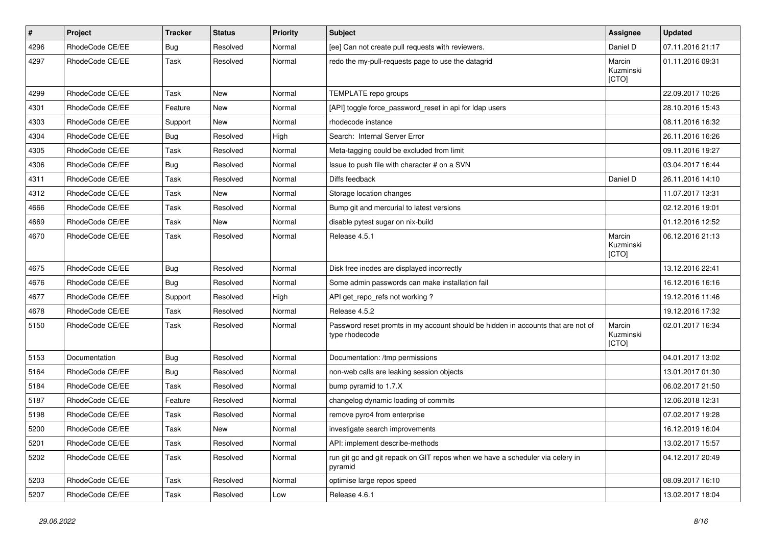| # | Project | Tracker | Status | Priority | Subject | Assignee | Updated |
|---|---|---|---|---|---|---|---|
| 4296 | RhodeCode CE/EE | Bug | Resolved | Normal | [ee] Can not create pull requests with reviewers. | Daniel D | 07.11.2016 21:17 |
| 4297 | RhodeCode CE/EE | Task | Resolved | Normal | redo the my-pull-requests page to use the datagrid | Marcin Kuzminski [CTO] | 01.11.2016 09:31 |
| 4299 | RhodeCode CE/EE | Task | New | Normal | TEMPLATE repo groups | | 22.09.2017 10:26 |
| 4301 | RhodeCode CE/EE | Feature | New | Normal | [API] toggle force_password_reset in api for ldap users | | 28.10.2016 15:43 |
| 4303 | RhodeCode CE/EE | Support | New | Normal | rhodecode instance | | 08.11.2016 16:32 |
| 4304 | RhodeCode CE/EE | Bug | Resolved | High | Search: Internal Server Error | | 26.11.2016 16:26 |
| 4305 | RhodeCode CE/EE | Task | Resolved | Normal | Meta-tagging could be excluded from limit | | 09.11.2016 19:27 |
| 4306 | RhodeCode CE/EE | Bug | Resolved | Normal | Issue to push file with character # on a SVN | | 03.04.2017 16:44 |
| 4311 | RhodeCode CE/EE | Task | Resolved | Normal | Diffs feedback | Daniel D | 26.11.2016 14:10 |
| 4312 | RhodeCode CE/EE | Task | New | Normal | Storage location changes | | 11.07.2017 13:31 |
| 4666 | RhodeCode CE/EE | Task | Resolved | Normal | Bump git and mercurial to latest versions | | 02.12.2016 19:01 |
| 4669 | RhodeCode CE/EE | Task | New | Normal | disable pytest sugar on nix-build | | 01.12.2016 12:52 |
| 4670 | RhodeCode CE/EE | Task | Resolved | Normal | Release 4.5.1 | Marcin Kuzminski [CTO] | 06.12.2016 21:13 |
| 4675 | RhodeCode CE/EE | Bug | Resolved | Normal | Disk free inodes are displayed incorrectly | | 13.12.2016 22:41 |
| 4676 | RhodeCode CE/EE | Bug | Resolved | Normal | Some admin passwords can make installation fail | | 16.12.2016 16:16 |
| 4677 | RhodeCode CE/EE | Support | Resolved | High | API get_repo_refs not working ? | | 19.12.2016 11:46 |
| 4678 | RhodeCode CE/EE | Task | Resolved | Normal | Release 4.5.2 | | 19.12.2016 17:32 |
| 5150 | RhodeCode CE/EE | Task | Resolved | Normal | Password reset promts in my account should be hidden in accounts that are not of type rhodecode | Marcin Kuzminski [CTO] | 02.01.2017 16:34 |
| 5153 | Documentation | Bug | Resolved | Normal | Documentation: /tmp permissions | | 04.01.2017 13:02 |
| 5164 | RhodeCode CE/EE | Bug | Resolved | Normal | non-web calls are leaking session objects | | 13.01.2017 01:30 |
| 5184 | RhodeCode CE/EE | Task | Resolved | Normal | bump pyramid to 1.7.X | | 06.02.2017 21:50 |
| 5187 | RhodeCode CE/EE | Feature | Resolved | Normal | changelog dynamic loading of commits | | 12.06.2018 12:31 |
| 5198 | RhodeCode CE/EE | Task | Resolved | Normal | remove pyro4 from enterprise | | 07.02.2017 19:28 |
| 5200 | RhodeCode CE/EE | Task | New | Normal | investigate search improvements | | 16.12.2019 16:04 |
| 5201 | RhodeCode CE/EE | Task | Resolved | Normal | API: implement describe-methods | | 13.02.2017 15:57 |
| 5202 | RhodeCode CE/EE | Task | Resolved | Normal | run git gc and git repack on GIT repos when we have a scheduler via celery in pyramid | | 04.12.2017 20:49 |
| 5203 | RhodeCode CE/EE | Task | Resolved | Normal | optimise large repos speed | | 08.09.2017 16:10 |
| 5207 | RhodeCode CE/EE | Task | Resolved | Low | Release 4.6.1 | | 13.02.2017 18:04 |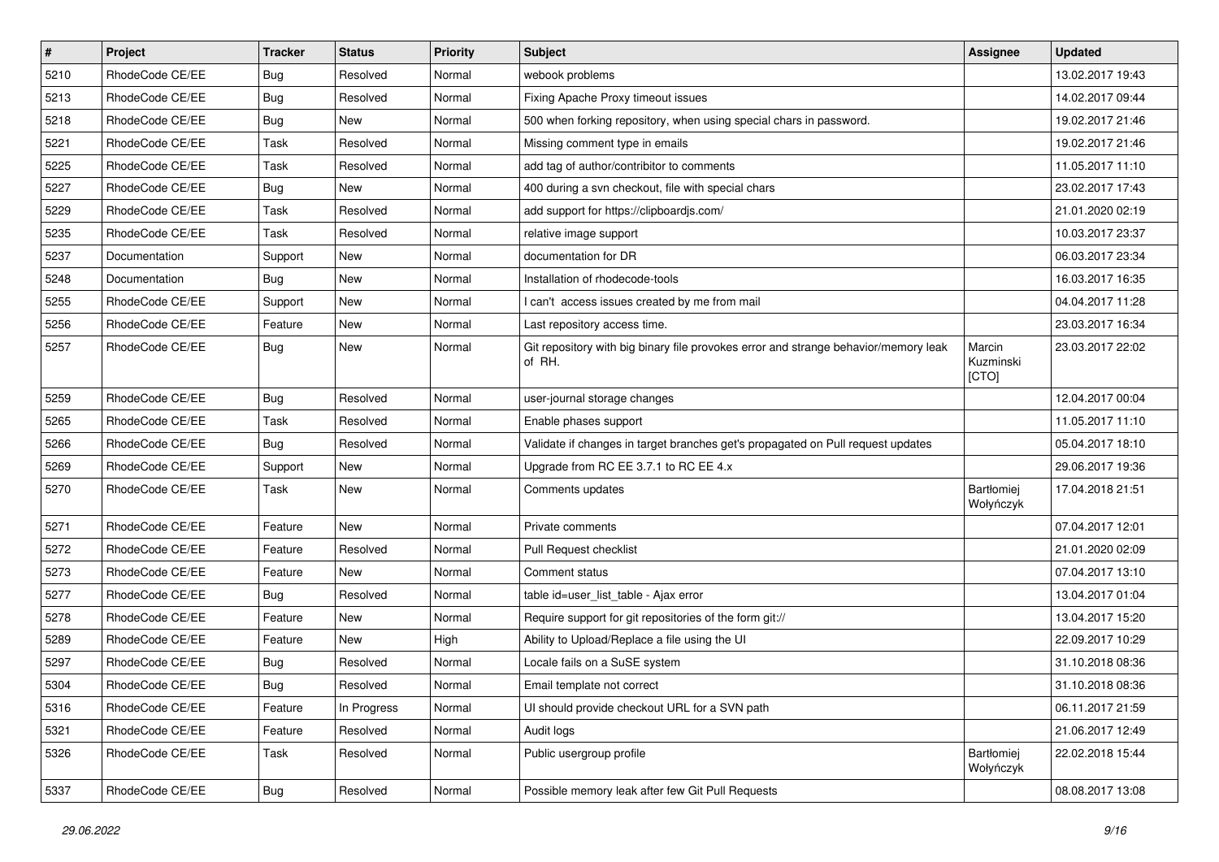| # | Project | Tracker | Status | Priority | Subject | Assignee | Updated |
|---|---|---|---|---|---|---|---|
| 5210 | RhodeCode CE/EE | Bug | Resolved | Normal | webook problems | | 13.02.2017 19:43 |
| 5213 | RhodeCode CE/EE | Bug | Resolved | Normal | Fixing Apache Proxy timeout issues | | 14.02.2017 09:44 |
| 5218 | RhodeCode CE/EE | Bug | New | Normal | 500 when forking repository, when using special chars in password. | | 19.02.2017 21:46 |
| 5221 | RhodeCode CE/EE | Task | Resolved | Normal | Missing comment type in emails | | 19.02.2017 21:46 |
| 5225 | RhodeCode CE/EE | Task | Resolved | Normal | add tag of author/contribitor to comments | | 11.05.2017 11:10 |
| 5227 | RhodeCode CE/EE | Bug | New | Normal | 400 during a svn checkout, file with special chars | | 23.02.2017 17:43 |
| 5229 | RhodeCode CE/EE | Task | Resolved | Normal | add support for https://clipboardjs.com/ | | 21.01.2020 02:19 |
| 5235 | RhodeCode CE/EE | Task | Resolved | Normal | relative image support | | 10.03.2017 23:37 |
| 5237 | Documentation | Support | New | Normal | documentation for DR | | 06.03.2017 23:34 |
| 5248 | Documentation | Bug | New | Normal | Installation of rhodecode-tools | | 16.03.2017 16:35 |
| 5255 | RhodeCode CE/EE | Support | New | Normal | I can't access issues created by me from mail | | 04.04.2017 11:28 |
| 5256 | RhodeCode CE/EE | Feature | New | Normal | Last repository access time. | | 23.03.2017 16:34 |
| 5257 | RhodeCode CE/EE | Bug | New | Normal | Git repository with big binary file provokes error and strange behavior/memory leak of RH. | Marcin Kuzminski [CTO] | 23.03.2017 22:02 |
| 5259 | RhodeCode CE/EE | Bug | Resolved | Normal | user-journal storage changes | | 12.04.2017 00:04 |
| 5265 | RhodeCode CE/EE | Task | Resolved | Normal | Enable phases support | | 11.05.2017 11:10 |
| 5266 | RhodeCode CE/EE | Bug | Resolved | Normal | Validate if changes in target branches get's propagated on Pull request updates | | 05.04.2017 18:10 |
| 5269 | RhodeCode CE/EE | Support | New | Normal | Upgrade from RC EE 3.7.1 to RC EE 4.x | | 29.06.2017 19:36 |
| 5270 | RhodeCode CE/EE | Task | New | Normal | Comments updates | Bartłomiej Wołyńczyk | 17.04.2018 21:51 |
| 5271 | RhodeCode CE/EE | Feature | New | Normal | Private comments | | 07.04.2017 12:01 |
| 5272 | RhodeCode CE/EE | Feature | Resolved | Normal | Pull Request checklist | | 21.01.2020 02:09 |
| 5273 | RhodeCode CE/EE | Feature | New | Normal | Comment status | | 07.04.2017 13:10 |
| 5277 | RhodeCode CE/EE | Bug | Resolved | Normal | table id=user_list_table - Ajax error | | 13.04.2017 01:04 |
| 5278 | RhodeCode CE/EE | Feature | New | Normal | Require support for git repositories of the form git:// | | 13.04.2017 15:20 |
| 5289 | RhodeCode CE/EE | Feature | New | High | Ability to Upload/Replace a file using the UI | | 22.09.2017 10:29 |
| 5297 | RhodeCode CE/EE | Bug | Resolved | Normal | Locale fails on a SuSE system | | 31.10.2018 08:36 |
| 5304 | RhodeCode CE/EE | Bug | Resolved | Normal | Email template not correct | | 31.10.2018 08:36 |
| 5316 | RhodeCode CE/EE | Feature | In Progress | Normal | UI should provide checkout URL for a SVN path | | 06.11.2017 21:59 |
| 5321 | RhodeCode CE/EE | Feature | Resolved | Normal | Audit logs | | 21.06.2017 12:49 |
| 5326 | RhodeCode CE/EE | Task | Resolved | Normal | Public usergroup profile | Bartłomiej Wołyńczyk | 22.02.2018 15:44 |
| 5337 | RhodeCode CE/EE | Bug | Resolved | Normal | Possible memory leak after few Git Pull Requests | | 08.08.2017 13:08 |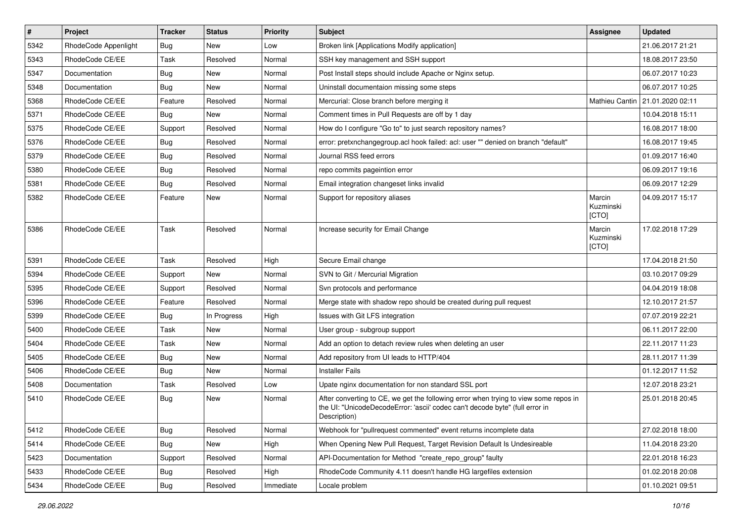| # | Project | Tracker | Status | Priority | Subject | Assignee | Updated |
|---|---|---|---|---|---|---|---|
| 5342 | RhodeCode Appenlight | Bug | New | Low | Broken link [Applications Modify application] | | 21.06.2017 21:21 |
| 5343 | RhodeCode CE/EE | Task | Resolved | Normal | SSH key management and SSH support | | 18.08.2017 23:50 |
| 5347 | Documentation | Bug | New | Normal | Post Install steps should include Apache or Nginx setup. | | 06.07.2017 10:23 |
| 5348 | Documentation | Bug | New | Normal | Uninstall documentaion missing some steps | | 06.07.2017 10:25 |
| 5368 | RhodeCode CE/EE | Feature | Resolved | Normal | Mercurial: Close branch before merging it | Mathieu Cantin | 21.01.2020 02:11 |
| 5371 | RhodeCode CE/EE | Bug | New | Normal | Comment times in Pull Requests are off by 1 day | | 10.04.2018 15:11 |
| 5375 | RhodeCode CE/EE | Support | Resolved | Normal | How do I configure "Go to" to just search repository names? | | 16.08.2017 18:00 |
| 5376 | RhodeCode CE/EE | Bug | Resolved | Normal | error: pretxnchangegroup.acl hook failed: acl: user "" denied on branch "default" | | 16.08.2017 19:45 |
| 5379 | RhodeCode CE/EE | Bug | Resolved | Normal | Journal RSS feed errors | | 01.09.2017 16:40 |
| 5380 | RhodeCode CE/EE | Bug | Resolved | Normal | repo commits pageintion error | | 06.09.2017 19:16 |
| 5381 | RhodeCode CE/EE | Bug | Resolved | Normal | Email integration changeset links invalid | | 06.09.2017 12:29 |
| 5382 | RhodeCode CE/EE | Feature | New | Normal | Support for repository aliases | Marcin Kuzminski [CTO] | 04.09.2017 15:17 |
| 5386 | RhodeCode CE/EE | Task | Resolved | Normal | Increase security for Email Change | Marcin Kuzminski [CTO] | 17.02.2018 17:29 |
| 5391 | RhodeCode CE/EE | Task | Resolved | High | Secure Email change | | 17.04.2018 21:50 |
| 5394 | RhodeCode CE/EE | Support | New | Normal | SVN to Git / Mercurial Migration | | 03.10.2017 09:29 |
| 5395 | RhodeCode CE/EE | Support | Resolved | Normal | Svn protocols and performance | | 04.04.2019 18:08 |
| 5396 | RhodeCode CE/EE | Feature | Resolved | Normal | Merge state with shadow repo should be created during pull request | | 12.10.2017 21:57 |
| 5399 | RhodeCode CE/EE | Bug | In Progress | High | Issues with Git LFS integration | | 07.07.2019 22:21 |
| 5400 | RhodeCode CE/EE | Task | New | Normal | User group - subgroup support | | 06.11.2017 22:00 |
| 5404 | RhodeCode CE/EE | Task | New | Normal | Add an option to detach review rules when deleting an user | | 22.11.2017 11:23 |
| 5405 | RhodeCode CE/EE | Bug | New | Normal | Add repository from UI leads to HTTP/404 | | 28.11.2017 11:39 |
| 5406 | RhodeCode CE/EE | Bug | New | Normal | Installer Fails | | 01.12.2017 11:52 |
| 5408 | Documentation | Task | Resolved | Low | Upate nginx documentation for non standard SSL port | | 12.07.2018 23:21 |
| 5410 | RhodeCode CE/EE | Bug | New | Normal | After converting to CE, we get the following error when trying to view some repos in the UI: "UnicodeDecodeError: 'ascii' codec can't decode byte" (full error in Description) | | 25.01.2018 20:45 |
| 5412 | RhodeCode CE/EE | Bug | Resolved | Normal | Webhook for "pullrequest commented" event returns incomplete data | | 27.02.2018 18:00 |
| 5414 | RhodeCode CE/EE | Bug | New | High | When Opening New Pull Request, Target Revision Default Is Undesireable | | 11.04.2018 23:20 |
| 5423 | Documentation | Support | Resolved | Normal | API-Documentation for Method "create_repo_group" faulty | | 22.01.2018 16:23 |
| 5433 | RhodeCode CE/EE | Bug | Resolved | High | RhodeCode Community 4.11 doesn't handle HG largefiles extension | | 01.02.2018 20:08 |
| 5434 | RhodeCode CE/EE | Bug | Resolved | Immediate | Locale problem | | 01.10.2021 09:51 |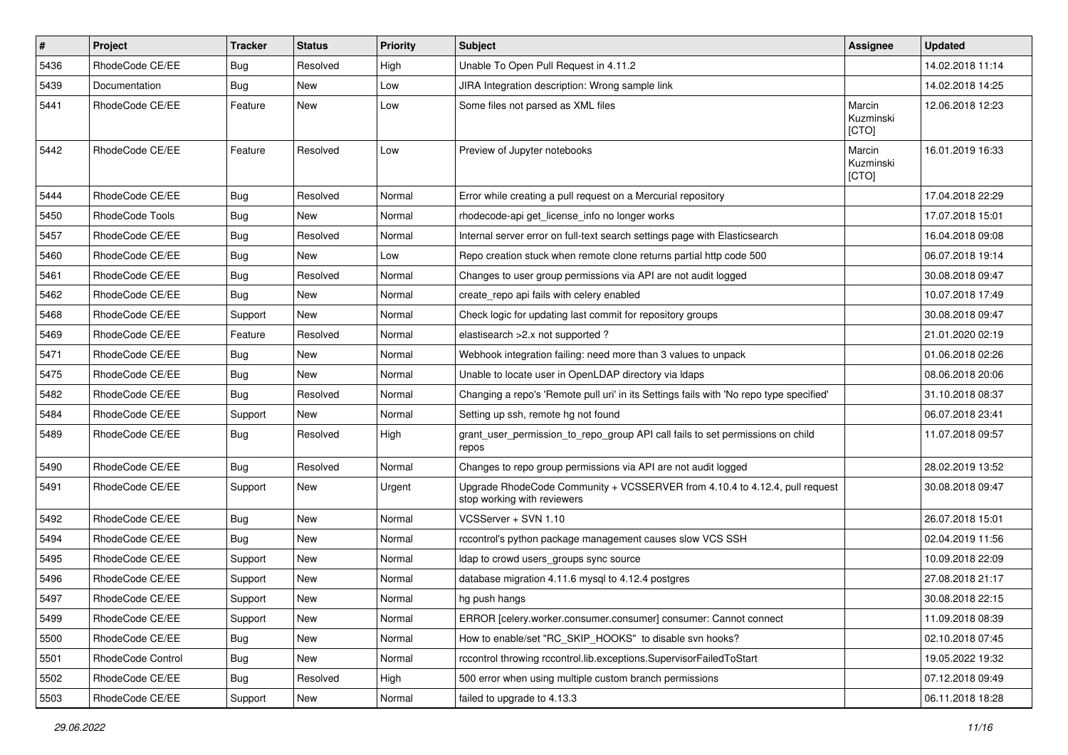| # | Project | Tracker | Status | Priority | Subject | Assignee | Updated |
|---|---|---|---|---|---|---|---|
| 5436 | RhodeCode CE/EE | Bug | Resolved | High | Unable To Open Pull Request in 4.11.2 | | 14.02.2018 11:14 |
| 5439 | Documentation | Bug | New | Low | JIRA Integration description: Wrong sample link | | 14.02.2018 14:25 |
| 5441 | RhodeCode CE/EE | Feature | New | Low | Some files not parsed as XML files | Marcin Kuzminski [CTO] | 12.06.2018 12:23 |
| 5442 | RhodeCode CE/EE | Feature | Resolved | Low | Preview of Jupyter notebooks | Marcin Kuzminski [CTO] | 16.01.2019 16:33 |
| 5444 | RhodeCode CE/EE | Bug | Resolved | Normal | Error while creating a pull request on a Mercurial repository | | 17.04.2018 22:29 |
| 5450 | RhodeCode Tools | Bug | New | Normal | rhodecode-api get_license_info no longer works | | 17.07.2018 15:01 |
| 5457 | RhodeCode CE/EE | Bug | Resolved | Normal | Internal server error on full-text search settings page with Elasticsearch | | 16.04.2018 09:08 |
| 5460 | RhodeCode CE/EE | Bug | New | Low | Repo creation stuck when remote clone returns partial http code 500 | | 06.07.2018 19:14 |
| 5461 | RhodeCode CE/EE | Bug | Resolved | Normal | Changes to user group permissions via API are not audit logged | | 30.08.2018 09:47 |
| 5462 | RhodeCode CE/EE | Bug | New | Normal | create_repo api fails with celery enabled | | 10.07.2018 17:49 |
| 5468 | RhodeCode CE/EE | Support | New | Normal | Check logic for updating last commit for repository groups | | 30.08.2018 09:47 |
| 5469 | RhodeCode CE/EE | Feature | Resolved | Normal | elastisearch >2.x not supported ? | | 21.01.2020 02:19 |
| 5471 | RhodeCode CE/EE | Bug | New | Normal | Webhook integration failing: need more than 3 values to unpack | | 01.06.2018 02:26 |
| 5475 | RhodeCode CE/EE | Bug | New | Normal | Unable to locate user in OpenLDAP directory via ldaps | | 08.06.2018 20:06 |
| 5482 | RhodeCode CE/EE | Bug | Resolved | Normal | Changing a repo's 'Remote pull uri' in its Settings fails with 'No repo type specified' | | 31.10.2018 08:37 |
| 5484 | RhodeCode CE/EE | Support | New | Normal | Setting up ssh, remote hg not found | | 06.07.2018 23:41 |
| 5489 | RhodeCode CE/EE | Bug | Resolved | High | grant_user_permission_to_repo_group API call fails to set permissions on child repos | | 11.07.2018 09:57 |
| 5490 | RhodeCode CE/EE | Bug | Resolved | Normal | Changes to repo group permissions via API are not audit logged | | 28.02.2019 13:52 |
| 5491 | RhodeCode CE/EE | Support | New | Urgent | Upgrade RhodeCode Community + VCSSERVER from 4.10.4 to 4.12.4, pull request stop working with reviewers | | 30.08.2018 09:47 |
| 5492 | RhodeCode CE/EE | Bug | New | Normal | VCSServer + SVN 1.10 | | 26.07.2018 15:01 |
| 5494 | RhodeCode CE/EE | Bug | New | Normal | rccontrol's python package management causes slow VCS SSH | | 02.04.2019 11:56 |
| 5495 | RhodeCode CE/EE | Support | New | Normal | ldap to crowd users_groups sync source | | 10.09.2018 22:09 |
| 5496 | RhodeCode CE/EE | Support | New | Normal | database migration 4.11.6 mysql to 4.12.4 postgres | | 27.08.2018 21:17 |
| 5497 | RhodeCode CE/EE | Support | New | Normal | hg push hangs | | 30.08.2018 22:15 |
| 5499 | RhodeCode CE/EE | Support | New | Normal | ERROR [celery.worker.consumer.consumer] consumer: Cannot connect | | 11.09.2018 08:39 |
| 5500 | RhodeCode CE/EE | Bug | New | Normal | How to enable/set "RC_SKIP_HOOKS" to disable svn hooks? | | 02.10.2018 07:45 |
| 5501 | RhodeCode Control | Bug | New | Normal | rccontrol throwing rccontrol.lib.exceptions.SupervisorFailedToStart | | 19.05.2022 19:32 |
| 5502 | RhodeCode CE/EE | Bug | Resolved | High | 500 error when using multiple custom branch permissions | | 07.12.2018 09:49 |
| 5503 | RhodeCode CE/EE | Support | New | Normal | failed to upgrade to 4.13.3 | | 06.11.2018 18:28 |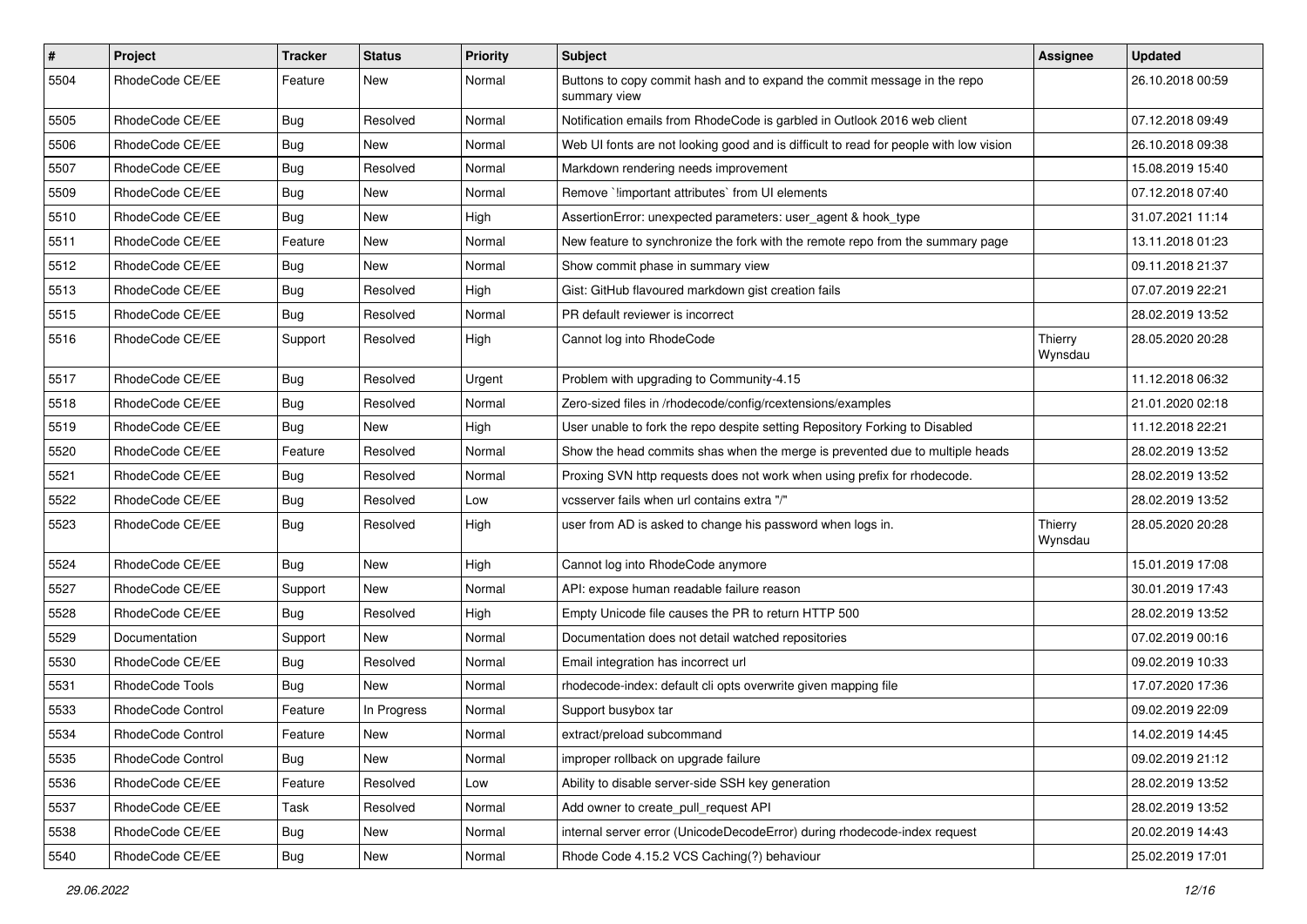| # | Project | Tracker | Status | Priority | Subject | Assignee | Updated |
|---|---|---|---|---|---|---|---|
| 5504 | RhodeCode CE/EE | Feature | New | Normal | Buttons to copy commit hash and to expand the commit message in the repo summary view | | 26.10.2018 00:59 |
| 5505 | RhodeCode CE/EE | Bug | Resolved | Normal | Notification emails from RhodeCode is garbled in Outlook 2016 web client | | 07.12.2018 09:49 |
| 5506 | RhodeCode CE/EE | Bug | New | Normal | Web UI fonts are not looking good and is difficult to read for people with low vision | | 26.10.2018 09:38 |
| 5507 | RhodeCode CE/EE | Bug | Resolved | Normal | Markdown rendering needs improvement | | 15.08.2019 15:40 |
| 5509 | RhodeCode CE/EE | Bug | New | Normal | Remove `!important attributes` from UI elements | | 07.12.2018 07:40 |
| 5510 | RhodeCode CE/EE | Bug | New | High | AssertionError: unexpected parameters: user_agent & hook_type | | 31.07.2021 11:14 |
| 5511 | RhodeCode CE/EE | Feature | New | Normal | New feature to synchronize the fork with the remote repo from the summary page | | 13.11.2018 01:23 |
| 5512 | RhodeCode CE/EE | Bug | New | Normal | Show commit phase in summary view | | 09.11.2018 21:37 |
| 5513 | RhodeCode CE/EE | Bug | Resolved | High | Gist: GitHub flavoured markdown gist creation fails | | 07.07.2019 22:21 |
| 5515 | RhodeCode CE/EE | Bug | Resolved | Normal | PR default reviewer is incorrect | | 28.02.2019 13:52 |
| 5516 | RhodeCode CE/EE | Support | Resolved | High | Cannot log into RhodeCode | Thierry Wynsdau | 28.05.2020 20:28 |
| 5517 | RhodeCode CE/EE | Bug | Resolved | Urgent | Problem with upgrading to Community-4.15 | | 11.12.2018 06:32 |
| 5518 | RhodeCode CE/EE | Bug | Resolved | Normal | Zero-sized files in /rhodecode/config/rcextensions/examples | | 21.01.2020 02:18 |
| 5519 | RhodeCode CE/EE | Bug | New | High | User unable to fork the repo despite setting Repository Forking to Disabled | | 11.12.2018 22:21 |
| 5520 | RhodeCode CE/EE | Feature | Resolved | Normal | Show the head commits shas when the merge is prevented due to multiple heads | | 28.02.2019 13:52 |
| 5521 | RhodeCode CE/EE | Bug | Resolved | Normal | Proxing SVN http requests does not work when using prefix for rhodecode. | | 28.02.2019 13:52 |
| 5522 | RhodeCode CE/EE | Bug | Resolved | Low | vcsserver fails when url contains extra "/" | | 28.02.2019 13:52 |
| 5523 | RhodeCode CE/EE | Bug | Resolved | High | user from AD is asked to change his password when logs in. | Thierry Wynsdau | 28.05.2020 20:28 |
| 5524 | RhodeCode CE/EE | Bug | New | High | Cannot log into RhodeCode anymore | | 15.01.2019 17:08 |
| 5527 | RhodeCode CE/EE | Support | New | Normal | API: expose human readable failure reason | | 30.01.2019 17:43 |
| 5528 | RhodeCode CE/EE | Bug | Resolved | High | Empty Unicode file causes the PR to return HTTP 500 | | 28.02.2019 13:52 |
| 5529 | Documentation | Support | New | Normal | Documentation does not detail watched repositories | | 07.02.2019 00:16 |
| 5530 | RhodeCode CE/EE | Bug | Resolved | Normal | Email integration has incorrect url | | 09.02.2019 10:33 |
| 5531 | RhodeCode Tools | Bug | New | Normal | rhodecode-index: default cli opts overwrite given mapping file | | 17.07.2020 17:36 |
| 5533 | RhodeCode Control | Feature | In Progress | Normal | Support busybox tar | | 09.02.2019 22:09 |
| 5534 | RhodeCode Control | Feature | New | Normal | extract/preload subcommand | | 14.02.2019 14:45 |
| 5535 | RhodeCode Control | Bug | New | Normal | improper rollback on upgrade failure | | 09.02.2019 21:12 |
| 5536 | RhodeCode CE/EE | Feature | Resolved | Low | Ability to disable server-side SSH key generation | | 28.02.2019 13:52 |
| 5537 | RhodeCode CE/EE | Task | Resolved | Normal | Add owner to create_pull_request API | | 28.02.2019 13:52 |
| 5538 | RhodeCode CE/EE | Bug | New | Normal | internal server error (UnicodeDecodeError) during rhodecode-index request | | 20.02.2019 14:43 |
| 5540 | RhodeCode CE/EE | Bug | New | Normal | Rhode Code 4.15.2 VCS Caching(?) behaviour | | 25.02.2019 17:01 |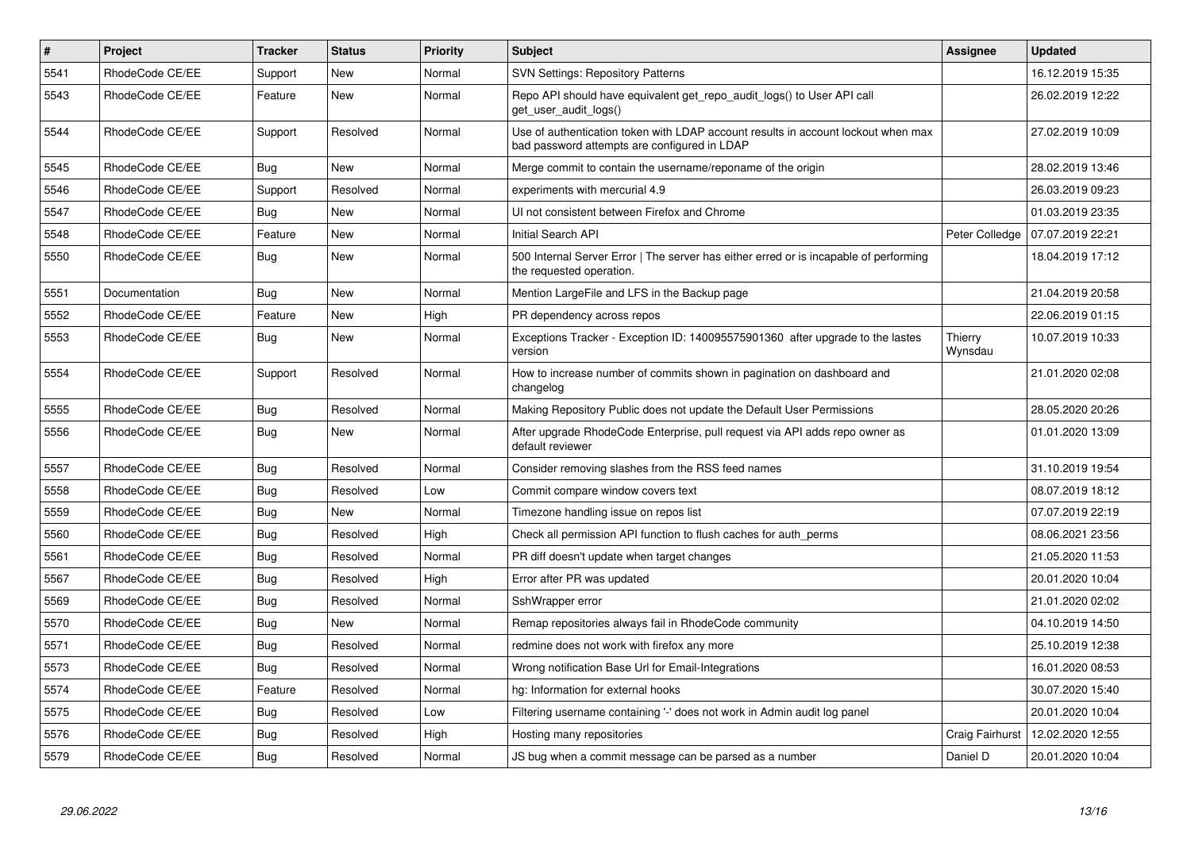| # | Project | Tracker | Status | Priority | Subject | Assignee | Updated |
| --- | --- | --- | --- | --- | --- | --- | --- |
| 5541 | RhodeCode CE/EE | Support | New | Normal | SVN Settings: Repository Patterns | | 16.12.2019 15:35 |
| 5543 | RhodeCode CE/EE | Feature | New | Normal | Repo API should have equivalent get_repo_audit_logs() to User API call get_user_audit_logs() | | 26.02.2019 12:22 |
| 5544 | RhodeCode CE/EE | Support | Resolved | Normal | Use of authentication token with LDAP account results in account lockout when max bad password attempts are configured in LDAP | | 27.02.2019 10:09 |
| 5545 | RhodeCode CE/EE | Bug | New | Normal | Merge commit to contain the username/reponame of the origin | | 28.02.2019 13:46 |
| 5546 | RhodeCode CE/EE | Support | Resolved | Normal | experiments with mercurial 4.9 | | 26.03.2019 09:23 |
| 5547 | RhodeCode CE/EE | Bug | New | Normal | UI not consistent between Firefox and Chrome | | 01.03.2019 23:35 |
| 5548 | RhodeCode CE/EE | Feature | New | Normal | Initial Search API | Peter Colledge | 07.07.2019 22:21 |
| 5550 | RhodeCode CE/EE | Bug | New | Normal | 500 Internal Server Error \| The server has either erred or is incapable of performing the requested operation. | | 18.04.2019 17:12 |
| 5551 | Documentation | Bug | New | Normal | Mention LargeFile and LFS in the Backup page | | 21.04.2019 20:58 |
| 5552 | RhodeCode CE/EE | Feature | New | High | PR dependency across repos | | 22.06.2019 01:15 |
| 5553 | RhodeCode CE/EE | Bug | New | Normal | Exceptions Tracker - Exception ID: 140095575901360 after upgrade to the lastes version | Thierry Wynsdau | 10.07.2019 10:33 |
| 5554 | RhodeCode CE/EE | Support | Resolved | Normal | How to increase number of commits shown in pagination on dashboard and changelog | | 21.01.2020 02:08 |
| 5555 | RhodeCode CE/EE | Bug | Resolved | Normal | Making Repository Public does not update the Default User Permissions | | 28.05.2020 20:26 |
| 5556 | RhodeCode CE/EE | Bug | New | Normal | After upgrade RhodeCode Enterprise, pull request via API adds repo owner as default reviewer | | 01.01.2020 13:09 |
| 5557 | RhodeCode CE/EE | Bug | Resolved | Normal | Consider removing slashes from the RSS feed names | | 31.10.2019 19:54 |
| 5558 | RhodeCode CE/EE | Bug | Resolved | Low | Commit compare window covers text | | 08.07.2019 18:12 |
| 5559 | RhodeCode CE/EE | Bug | New | Normal | Timezone handling issue on repos list | | 07.07.2019 22:19 |
| 5560 | RhodeCode CE/EE | Bug | Resolved | High | Check all permission API function to flush caches for auth_perms | | 08.06.2021 23:56 |
| 5561 | RhodeCode CE/EE | Bug | Resolved | Normal | PR diff doesn't update when target changes | | 21.05.2020 11:53 |
| 5567 | RhodeCode CE/EE | Bug | Resolved | High | Error after PR was updated | | 20.01.2020 10:04 |
| 5569 | RhodeCode CE/EE | Bug | Resolved | Normal | SshWrapper error | | 21.01.2020 02:02 |
| 5570 | RhodeCode CE/EE | Bug | New | Normal | Remap repositories always fail in RhodeCode community | | 04.10.2019 14:50 |
| 5571 | RhodeCode CE/EE | Bug | Resolved | Normal | redmine does not work with firefox any more | | 25.10.2019 12:38 |
| 5573 | RhodeCode CE/EE | Bug | Resolved | Normal | Wrong notification Base Url for Email-Integrations | | 16.01.2020 08:53 |
| 5574 | RhodeCode CE/EE | Feature | Resolved | Normal | hg: Information for external hooks | | 30.07.2020 15:40 |
| 5575 | RhodeCode CE/EE | Bug | Resolved | Low | Filtering username containing '-' does not work in Admin audit log panel | | 20.01.2020 10:04 |
| 5576 | RhodeCode CE/EE | Bug | Resolved | High | Hosting many repositories | Craig Fairhurst | 12.02.2020 12:55 |
| 5579 | RhodeCode CE/EE | Bug | Resolved | Normal | JS bug when a commit message can be parsed as a number | Daniel D | 20.01.2020 10:04 |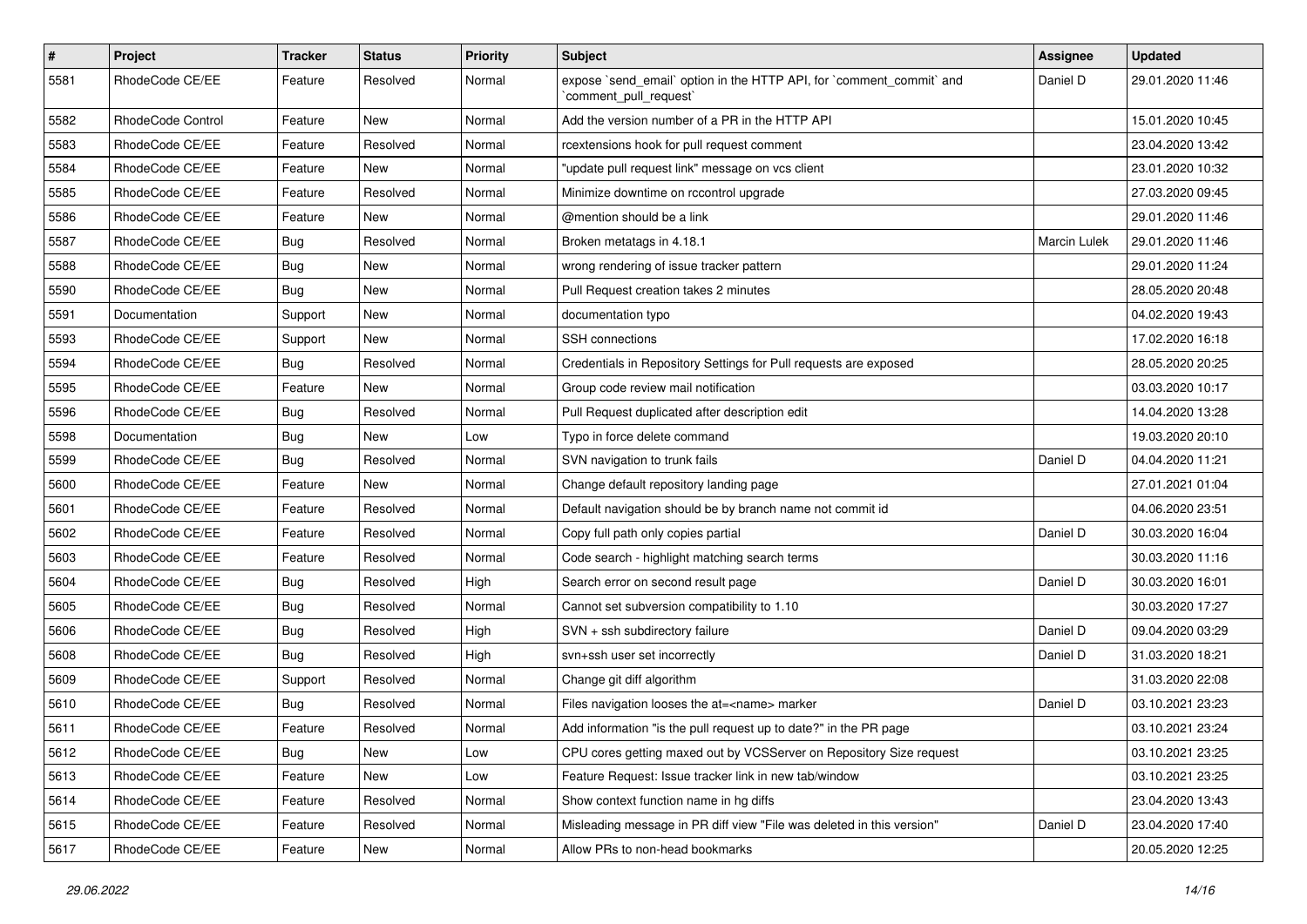| # | Project | Tracker | Status | Priority | Subject | Assignee | Updated |
|---|---|---|---|---|---|---|---|
| 5581 | RhodeCode CE/EE | Feature | Resolved | Normal | expose `send_email` option in the HTTP API, for `comment_commit` and `comment_pull_request` | Daniel D | 29.01.2020 11:46 |
| 5582 | RhodeCode Control | Feature | New | Normal | Add the version number of a PR in the HTTP API | | 15.01.2020 10:45 |
| 5583 | RhodeCode CE/EE | Feature | Resolved | Normal | rcextensions hook for pull request comment | | 23.04.2020 13:42 |
| 5584 | RhodeCode CE/EE | Feature | New | Normal | "update pull request link" message on vcs client | | 23.01.2020 10:32 |
| 5585 | RhodeCode CE/EE | Feature | Resolved | Normal | Minimize downtime on rccontrol upgrade | | 27.03.2020 09:45 |
| 5586 | RhodeCode CE/EE | Feature | New | Normal | @mention should be a link | | 29.01.2020 11:46 |
| 5587 | RhodeCode CE/EE | Bug | Resolved | Normal | Broken metatags in 4.18.1 | Marcin Lulek | 29.01.2020 11:46 |
| 5588 | RhodeCode CE/EE | Bug | New | Normal | wrong rendering of issue tracker pattern | | 29.01.2020 11:24 |
| 5590 | RhodeCode CE/EE | Bug | New | Normal | Pull Request creation takes 2 minutes | | 28.05.2020 20:48 |
| 5591 | Documentation | Support | New | Normal | documentation typo | | 04.02.2020 19:43 |
| 5593 | RhodeCode CE/EE | Support | New | Normal | SSH connections | | 17.02.2020 16:18 |
| 5594 | RhodeCode CE/EE | Bug | Resolved | Normal | Credentials in Repository Settings for Pull requests are exposed | | 28.05.2020 20:25 |
| 5595 | RhodeCode CE/EE | Feature | New | Normal | Group code review mail notification | | 03.03.2020 10:17 |
| 5596 | RhodeCode CE/EE | Bug | Resolved | Normal | Pull Request duplicated after description edit | | 14.04.2020 13:28 |
| 5598 | Documentation | Bug | New | Low | Typo in force delete command | | 19.03.2020 20:10 |
| 5599 | RhodeCode CE/EE | Bug | Resolved | Normal | SVN navigation to trunk fails | Daniel D | 04.04.2020 11:21 |
| 5600 | RhodeCode CE/EE | Feature | New | Normal | Change default repository landing page | | 27.01.2021 01:04 |
| 5601 | RhodeCode CE/EE | Feature | Resolved | Normal | Default navigation should be by branch name not commit id | | 04.06.2020 23:51 |
| 5602 | RhodeCode CE/EE | Feature | Resolved | Normal | Copy full path only copies partial | Daniel D | 30.03.2020 16:04 |
| 5603 | RhodeCode CE/EE | Feature | Resolved | Normal | Code search - highlight matching search terms | | 30.03.2020 11:16 |
| 5604 | RhodeCode CE/EE | Bug | Resolved | High | Search error on second result page | Daniel D | 30.03.2020 16:01 |
| 5605 | RhodeCode CE/EE | Bug | Resolved | Normal | Cannot set subversion compatibility to 1.10 | | 30.03.2020 17:27 |
| 5606 | RhodeCode CE/EE | Bug | Resolved | High | SVN + ssh subdirectory failure | Daniel D | 09.04.2020 03:29 |
| 5608 | RhodeCode CE/EE | Bug | Resolved | High | svn+ssh user set incorrectly | Daniel D | 31.03.2020 18:21 |
| 5609 | RhodeCode CE/EE | Support | Resolved | Normal | Change git diff algorithm | | 31.03.2020 22:08 |
| 5610 | RhodeCode CE/EE | Bug | Resolved | Normal | Files navigation looses the at=<name> marker | Daniel D | 03.10.2021 23:23 |
| 5611 | RhodeCode CE/EE | Feature | Resolved | Normal | Add information "is the pull request up to date?" in the PR page | | 03.10.2021 23:24 |
| 5612 | RhodeCode CE/EE | Bug | New | Low | CPU cores getting maxed out by VCSServer on Repository Size request | | 03.10.2021 23:25 |
| 5613 | RhodeCode CE/EE | Feature | New | Low | Feature Request: Issue tracker link in new tab/window | | 03.10.2021 23:25 |
| 5614 | RhodeCode CE/EE | Feature | Resolved | Normal | Show context function name in hg diffs | | 23.04.2020 13:43 |
| 5615 | RhodeCode CE/EE | Feature | Resolved | Normal | Misleading message in PR diff view "File was deleted in this version" | Daniel D | 23.04.2020 17:40 |
| 5617 | RhodeCode CE/EE | Feature | New | Normal | Allow PRs to non-head bookmarks | | 20.05.2020 12:25 |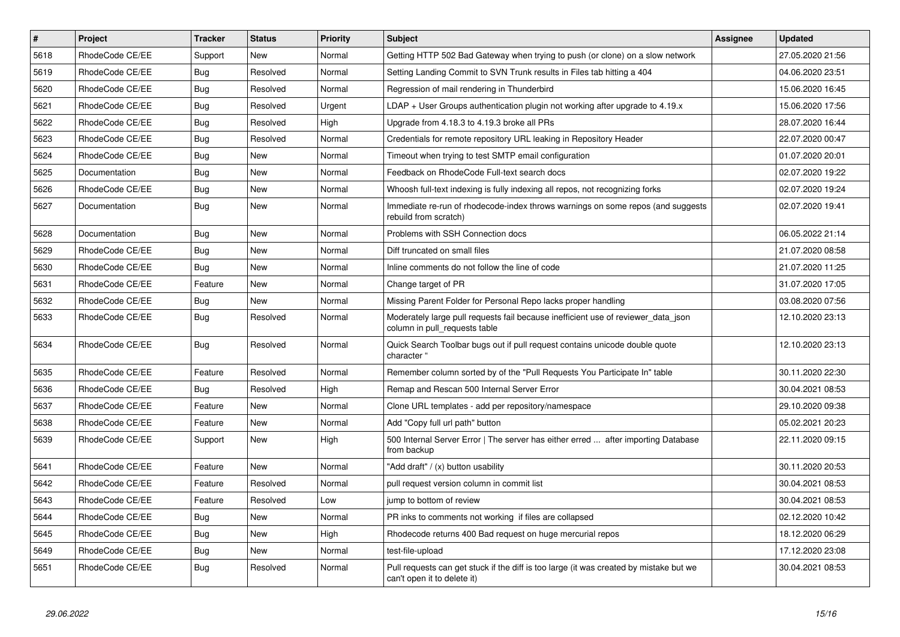| # | Project | Tracker | Status | Priority | Subject | Assignee | Updated |
|---|---|---|---|---|---|---|---|
| 5618 | RhodeCode CE/EE | Support | New | Normal | Getting HTTP 502 Bad Gateway when trying to push (or clone) on a slow network | | 27.05.2020 21:56 |
| 5619 | RhodeCode CE/EE | Bug | Resolved | Normal | Setting Landing Commit to SVN Trunk results in Files tab hitting a 404 | | 04.06.2020 23:51 |
| 5620 | RhodeCode CE/EE | Bug | Resolved | Normal | Regression of mail rendering in Thunderbird | | 15.06.2020 16:45 |
| 5621 | RhodeCode CE/EE | Bug | Resolved | Urgent | LDAP + User Groups authentication plugin not working after upgrade to 4.19.x | | 15.06.2020 17:56 |
| 5622 | RhodeCode CE/EE | Bug | Resolved | High | Upgrade from 4.18.3 to 4.19.3 broke all PRs | | 28.07.2020 16:44 |
| 5623 | RhodeCode CE/EE | Bug | Resolved | Normal | Credentials for remote repository URL leaking in Repository Header | | 22.07.2020 00:47 |
| 5624 | RhodeCode CE/EE | Bug | New | Normal | Timeout when trying to test SMTP email configuration | | 01.07.2020 20:01 |
| 5625 | Documentation | Bug | New | Normal | Feedback on RhodeCode Full-text search docs | | 02.07.2020 19:22 |
| 5626 | RhodeCode CE/EE | Bug | New | Normal | Whoosh full-text indexing is fully indexing all repos, not recognizing forks | | 02.07.2020 19:24 |
| 5627 | Documentation | Bug | New | Normal | Immediate re-run of rhodecode-index throws warnings on some repos (and suggests rebuild from scratch) | | 02.07.2020 19:41 |
| 5628 | Documentation | Bug | New | Normal | Problems with SSH Connection docs | | 06.05.2022 21:14 |
| 5629 | RhodeCode CE/EE | Bug | New | Normal | Diff truncated on small files | | 21.07.2020 08:58 |
| 5630 | RhodeCode CE/EE | Bug | New | Normal | Inline comments do not follow the line of code | | 21.07.2020 11:25 |
| 5631 | RhodeCode CE/EE | Feature | New | Normal | Change target of PR | | 31.07.2020 17:05 |
| 5632 | RhodeCode CE/EE | Bug | New | Normal | Missing Parent Folder for Personal Repo lacks proper handling | | 03.08.2020 07:56 |
| 5633 | RhodeCode CE/EE | Bug | Resolved | Normal | Moderately large pull requests fail because inefficient use of reviewer_data_json column in pull_requests table | | 12.10.2020 23:13 |
| 5634 | RhodeCode CE/EE | Bug | Resolved | Normal | Quick Search Toolbar bugs out if pull request contains unicode double quote character " | | 12.10.2020 23:13 |
| 5635 | RhodeCode CE/EE | Feature | Resolved | Normal | Remember column sorted by of the "Pull Requests You Participate In" table | | 30.11.2020 22:30 |
| 5636 | RhodeCode CE/EE | Bug | Resolved | High | Remap and Rescan 500 Internal Server Error | | 30.04.2021 08:53 |
| 5637 | RhodeCode CE/EE | Feature | New | Normal | Clone URL templates - add per repository/namespace | | 29.10.2020 09:38 |
| 5638 | RhodeCode CE/EE | Feature | New | Normal | Add "Copy full url path" button | | 05.02.2021 20:23 |
| 5639 | RhodeCode CE/EE | Support | New | High | 500 Internal Server Error \| The server has either erred ... after importing Database from backup | | 22.11.2020 09:15 |
| 5641 | RhodeCode CE/EE | Feature | New | Normal | "Add draft" / (x) button usability | | 30.11.2020 20:53 |
| 5642 | RhodeCode CE/EE | Feature | Resolved | Normal | pull request version column in commit list | | 30.04.2021 08:53 |
| 5643 | RhodeCode CE/EE | Feature | Resolved | Low | jump to bottom of review | | 30.04.2021 08:53 |
| 5644 | RhodeCode CE/EE | Bug | New | Normal | PR inks to comments not working if files are collapsed | | 02.12.2020 10:42 |
| 5645 | RhodeCode CE/EE | Bug | New | High | Rhodecode returns 400 Bad request on huge mercurial repos | | 18.12.2020 06:29 |
| 5649 | RhodeCode CE/EE | Bug | New | Normal | test-file-upload | | 17.12.2020 23:08 |
| 5651 | RhodeCode CE/EE | Bug | Resolved | Normal | Pull requests can get stuck if the diff is too large (it was created by mistake but we can't open it to delete it) | | 30.04.2021 08:53 |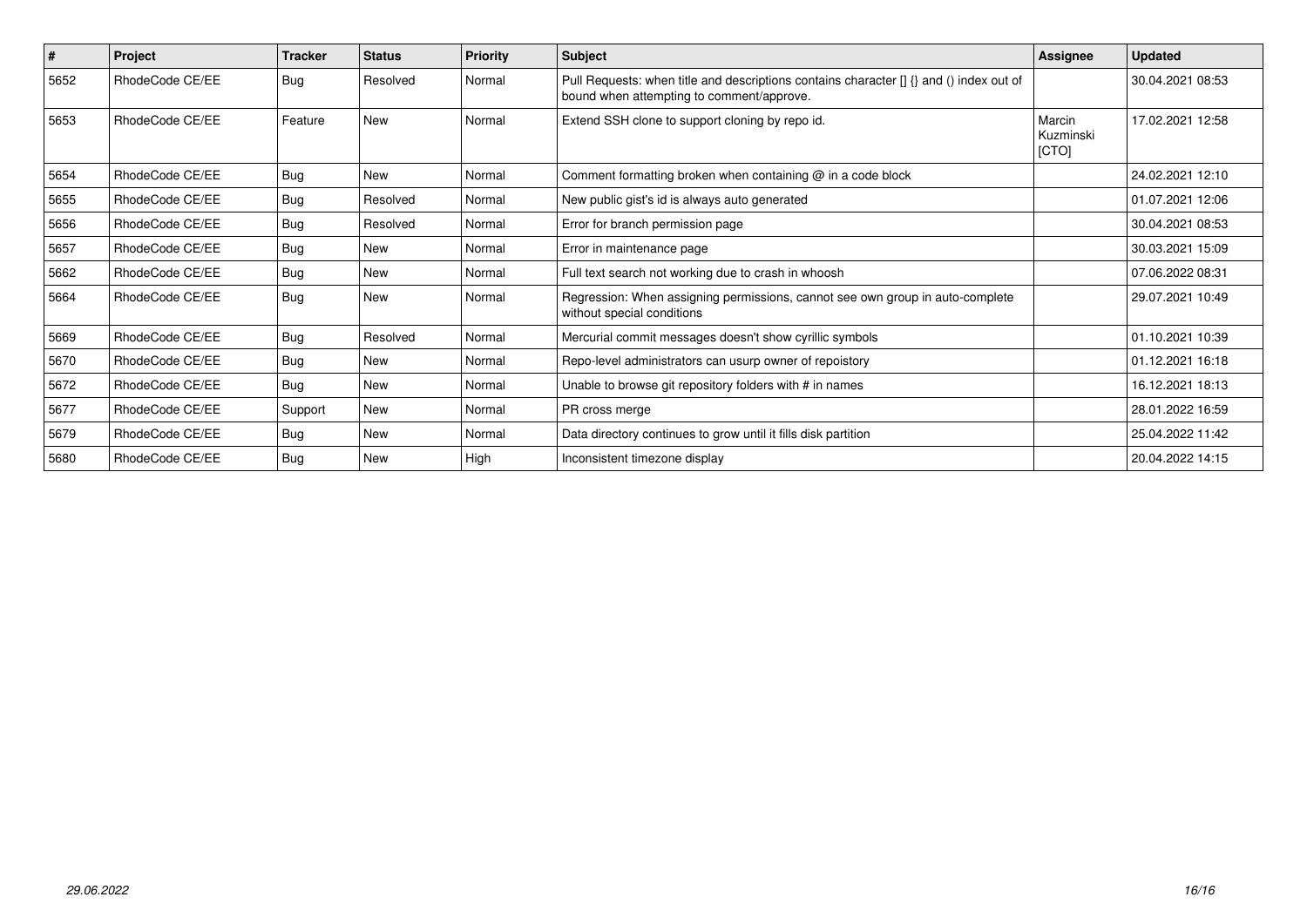| # | Project | Tracker | Status | Priority | Subject | Assignee | Updated |
|---|---|---|---|---|---|---|---|
| 5652 | RhodeCode CE/EE | Bug | Resolved | Normal | Pull Requests: when title and descriptions contains character [] {} and () index out of bound when attempting to comment/approve. | | 30.04.2021 08:53 |
| 5653 | RhodeCode CE/EE | Feature | New | Normal | Extend SSH clone to support cloning by repo id. | Marcin Kuzminski [CTO] | 17.02.2021 12:58 |
| 5654 | RhodeCode CE/EE | Bug | New | Normal | Comment formatting broken when containing @ in a code block | | 24.02.2021 12:10 |
| 5655 | RhodeCode CE/EE | Bug | Resolved | Normal | New public gist's id is always auto generated | | 01.07.2021 12:06 |
| 5656 | RhodeCode CE/EE | Bug | Resolved | Normal | Error for branch permission page | | 30.04.2021 08:53 |
| 5657 | RhodeCode CE/EE | Bug | New | Normal | Error in maintenance page | | 30.03.2021 15:09 |
| 5662 | RhodeCode CE/EE | Bug | New | Normal | Full text search not working due to crash in whoosh | | 07.06.2022 08:31 |
| 5664 | RhodeCode CE/EE | Bug | New | Normal | Regression: When assigning permissions, cannot see own group in auto-complete without special conditions | | 29.07.2021 10:49 |
| 5669 | RhodeCode CE/EE | Bug | Resolved | Normal | Mercurial commit messages doesn't show cyrillic symbols | | 01.10.2021 10:39 |
| 5670 | RhodeCode CE/EE | Bug | New | Normal | Repo-level administrators can usurp owner of repoistory | | 01.12.2021 16:18 |
| 5672 | RhodeCode CE/EE | Bug | New | Normal | Unable to browse git repository folders with # in names | | 16.12.2021 18:13 |
| 5677 | RhodeCode CE/EE | Support | New | Normal | PR cross merge | | 28.01.2022 16:59 |
| 5679 | RhodeCode CE/EE | Bug | New | Normal | Data directory continues to grow until it fills disk partition | | 25.04.2022 11:42 |
| 5680 | RhodeCode CE/EE | Bug | New | High | Inconsistent timezone display | | 20.04.2022 14:15 |